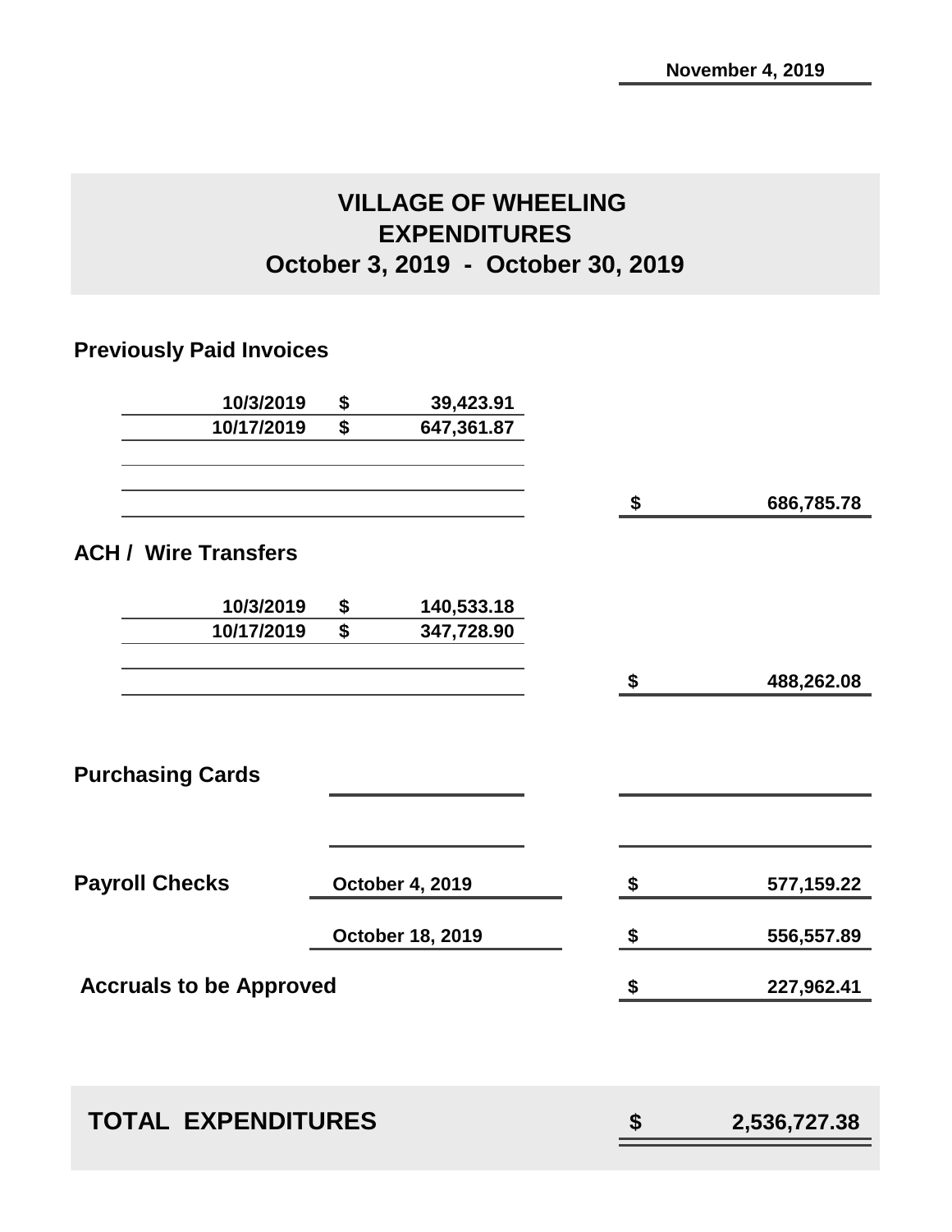November 4, 2019

# VILLAGE OF WHEELING
## EXPENDITURES
## October 3, 2019 - October 30, 2019

### Previously Paid Invoices

| Date | Amount | Total |
|---|---|---|
| 10/3/2019 | $ 39,423.91 | |
| 10/17/2019 | $ 647,361.87 | |
| | | $ 686,785.78 |

### ACH / Wire Transfers

| Date | Amount | Total |
|---|---|---|
| 10/3/2019 | $ 140,533.18 | |
| 10/17/2019 | $ 347,728.90 | |
| | | $ 488,262.08 |

### Purchasing Cards

### Payroll Checks

| Date | Amount |
|---|---|
| October 4, 2019 | $ 577,159.22 |
| October 18, 2019 | $ 556,557.89 |

### Accruals to be Approved

$ 227,962.41

## TOTAL EXPENDITURES $ 2,536,727.38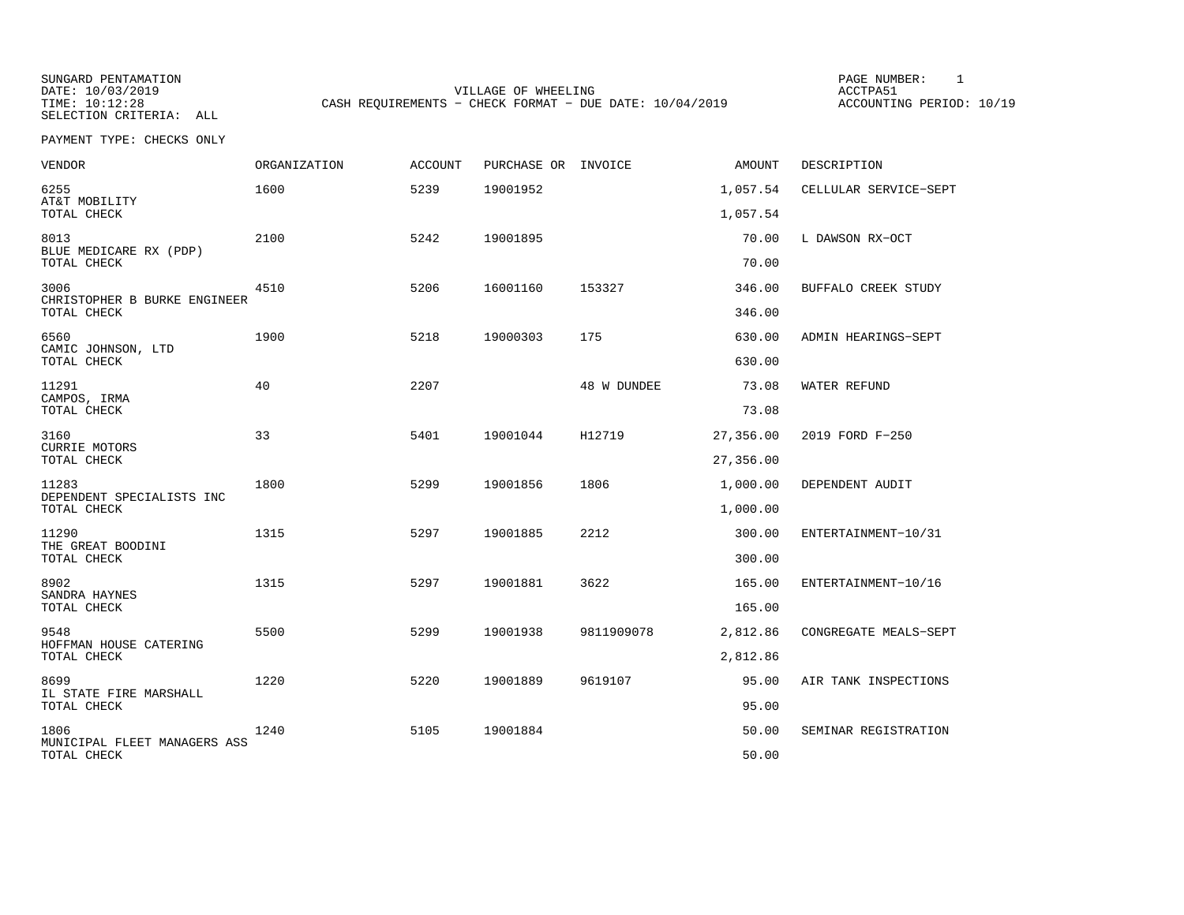SUNGARD PENTAMATION
DATE: 10/03/2019
TIME: 10:12:28
SELECTION CRITERIA: ALL

VILLAGE OF WHEELING
CASH REQUIREMENTS - CHECK FORMAT - DUE DATE: 10/04/2019

ACCTPA51
ACCOUNTING PERIOD: 10/19

PAYMENT TYPE: CHECKS ONLY

| VENDOR | ORGANIZATION | ACCOUNT | PURCHASE OR | INVOICE | AMOUNT | DESCRIPTION |
|---|---|---|---|---|---|---|
| 6255 AT&T MOBILITY | 1600 | 5239 | 19001952 | | 1,057.54 | CELLULAR SERVICE-SEPT |
| TOTAL CHECK | | | | | 1,057.54 | |
| 8013 BLUE MEDICARE RX (PDP) | 2100 | 5242 | 19001895 | | 70.00 | L DAWSON RX-OCT |
| TOTAL CHECK | | | | | 70.00 | |
| 3006 CHRISTOPHER B BURKE ENGINEER | 4510 | 5206 | 16001160 | 153327 | 346.00 | BUFFALO CREEK STUDY |
| TOTAL CHECK | | | | | 346.00 | |
| 6560 CAMIC JOHNSON, LTD | 1900 | 5218 | 19000303 | 175 | 630.00 | ADMIN HEARINGS-SEPT |
| TOTAL CHECK | | | | | 630.00 | |
| 11291 CAMPOS, IRMA | 40 | 2207 | | 48 W DUNDEE | 73.08 | WATER REFUND |
| TOTAL CHECK | | | | | 73.08 | |
| 3160 CURRIE MOTORS | 33 | 5401 | 19001044 | H12719 | 27,356.00 | 2019 FORD F-250 |
| TOTAL CHECK | | | | | 27,356.00 | |
| 11283 DEPENDENT SPECIALISTS INC | 1800 | 5299 | 19001856 | 1806 | 1,000.00 | DEPENDENT AUDIT |
| TOTAL CHECK | | | | | 1,000.00 | |
| 11290 THE GREAT BOODINI | 1315 | 5297 | 19001885 | 2212 | 300.00 | ENTERTAINMENT-10/31 |
| TOTAL CHECK | | | | | 300.00 | |
| 8902 SANDRA HAYNES | 1315 | 5297 | 19001881 | 3622 | 165.00 | ENTERTAINMENT-10/16 |
| TOTAL CHECK | | | | | 165.00 | |
| 9548 HOFFMAN HOUSE CATERING | 5500 | 5299 | 19001938 | 9811909078 | 2,812.86 | CONGREGATE MEALS-SEPT |
| TOTAL CHECK | | | | | 2,812.86 | |
| 8699 IL STATE FIRE MARSHALL | 1220 | 5220 | 19001889 | 9619107 | 95.00 | AIR TANK INSPECTIONS |
| TOTAL CHECK | | | | | 95.00 | |
| 1806 MUNICIPAL FLEET MANAGERS ASS | 1240 | 5105 | 19001884 | | 50.00 | SEMINAR REGISTRATION |
| TOTAL CHECK | | | | | 50.00 | |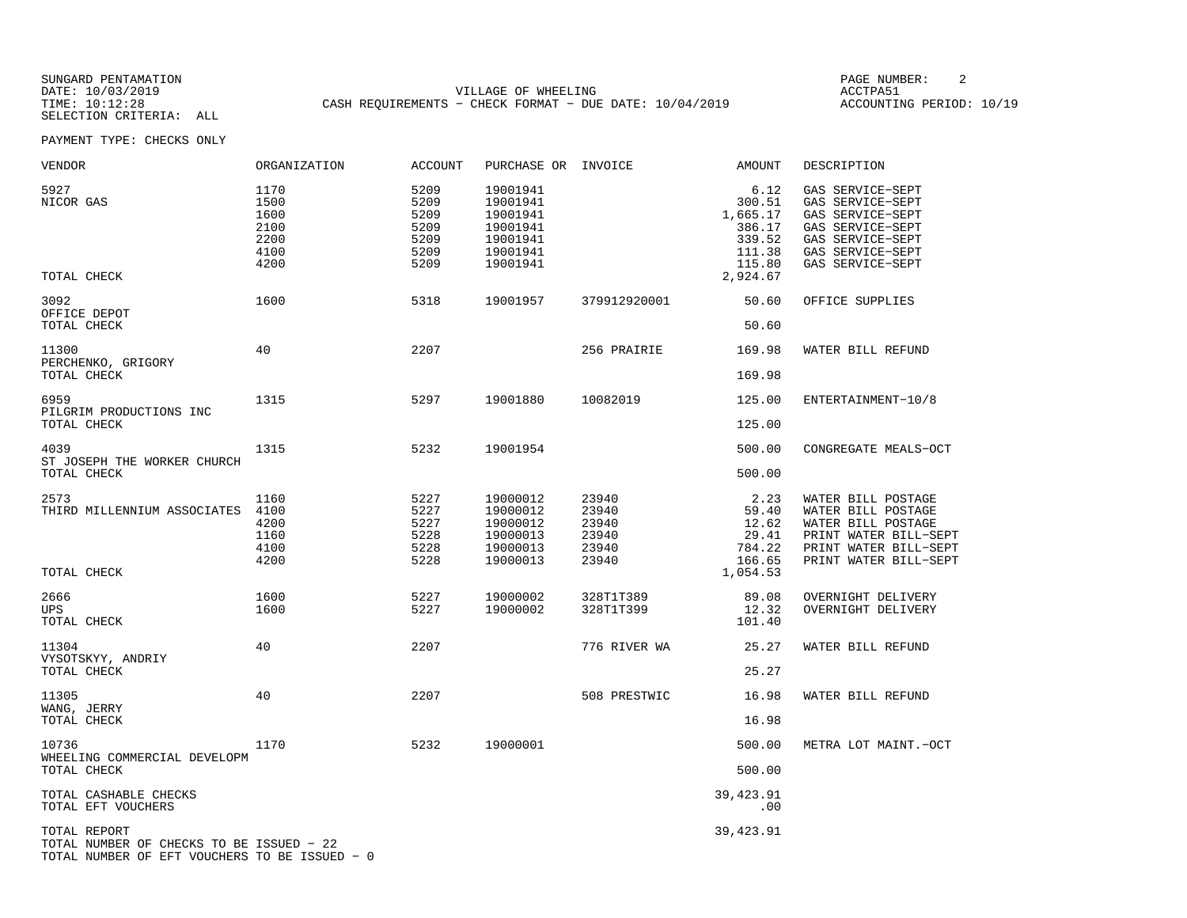SUNGARD PENTAMATION
DATE: 10/03/2019
TIME: 10:12:28
SELECTION CRITERIA: ALL

VILLAGE OF WHEELING
CASH REQUIREMENTS - CHECK FORMAT - DUE DATE: 10/04/2019

PAGE NUMBER: 2
ACCTPA51
ACCOUNTING PERIOD: 10/19

PAYMENT TYPE: CHECKS ONLY

| VENDOR | ORGANIZATION | ACCOUNT | PURCHASE OR | INVOICE | AMOUNT | DESCRIPTION |
|---|---|---|---|---|---|---|
| 5927 | 1170 | 5209 | 19001941 | | 6.12 | GAS SERVICE-SEPT |
| NICOR GAS | 1500 | 5209 | 19001941 | | 300.51 | GAS SERVICE-SEPT |
| | 1600 | 5209 | 19001941 | | 1,665.17 | GAS SERVICE-SEPT |
| | 2100 | 5209 | 19001941 | | 386.17 | GAS SERVICE-SEPT |
| | 2200 | 5209 | 19001941 | | 339.52 | GAS SERVICE-SEPT |
| | 4100 | 5209 | 19001941 | | 111.38 | GAS SERVICE-SEPT |
| | 4200 | 5209 | 19001941 | | 115.80 | GAS SERVICE-SEPT |
| TOTAL CHECK | | | | | 2,924.67 | |
| 3092 | 1600 | 5318 | 19001957 | 379912920001 | 50.60 | OFFICE SUPPLIES |
| OFFICE DEPOT | | | | | | |
| TOTAL CHECK | | | | | 50.60 | |
| 11300 | 40 | 2207 | | 256 PRAIRIE | 169.98 | WATER BILL REFUND |
| PERCHENKO, GRIGORY | | | | | | |
| TOTAL CHECK | | | | | 169.98 | |
| 6959 | 1315 | 5297 | 19001880 | 10082019 | 125.00 | ENTERTAINMENT-10/8 |
| PILGRIM PRODUCTIONS INC | | | | | | |
| TOTAL CHECK | | | | | 125.00 | |
| 4039 | 1315 | 5232 | 19001954 | | 500.00 | CONGREGATE MEALS-OCT |
| ST JOSEPH THE WORKER CHURCH | | | | | | |
| TOTAL CHECK | | | | | 500.00 | |
| 2573 | 1160 | 5227 | 19000012 | 23940 | 2.23 | WATER BILL POSTAGE |
| THIRD MILLENNIUM ASSOCIATES | 4100 | 5227 | 19000012 | 23940 | 59.40 | WATER BILL POSTAGE |
| | 4200 | 5227 | 19000012 | 23940 | 12.62 | WATER BILL POSTAGE |
| | 1160 | 5228 | 19000013 | 23940 | 29.41 | PRINT WATER BILL-SEPT |
| | 4100 | 5228 | 19000013 | 23940 | 784.22 | PRINT WATER BILL-SEPT |
| | 4200 | 5228 | 19000013 | 23940 | 166.65 | PRINT WATER BILL-SEPT |
| TOTAL CHECK | | | | | 1,054.53 | |
| 2666 | 1600 | 5227 | 19000002 | 328T1T389 | 89.08 | OVERNIGHT DELIVERY |
| UPS | 1600 | 5227 | 19000002 | 328T1T399 | 12.32 | OVERNIGHT DELIVERY |
| TOTAL CHECK | | | | | 101.40 | |
| 11304 | 40 | 2207 | | 776 RIVER WA | 25.27 | WATER BILL REFUND |
| VYSOTSKYY, ANDRIY | | | | | | |
| TOTAL CHECK | | | | | 25.27 | |
| 11305 | 40 | 2207 | | 508 PRESTWIC | 16.98 | WATER BILL REFUND |
| WANG, JERRY | | | | | | |
| TOTAL CHECK | | | | | 16.98 | |
| 10736 | 1170 | 5232 | 19000001 | | 500.00 | METRA LOT MAINT.-OCT |
| WHEELING COMMERCIAL DEVELOPM | | | | | | |
| TOTAL CHECK | | | | | 500.00 | |
| TOTAL CASHABLE CHECKS | | | | | 39,423.91 | |
| TOTAL EFT VOUCHERS | | | | | .00 | |
| TOTAL REPORT | | | | | 39,423.91 | |

TOTAL NUMBER OF CHECKS TO BE ISSUED - 22
TOTAL NUMBER OF EFT VOUCHERS TO BE ISSUED - 0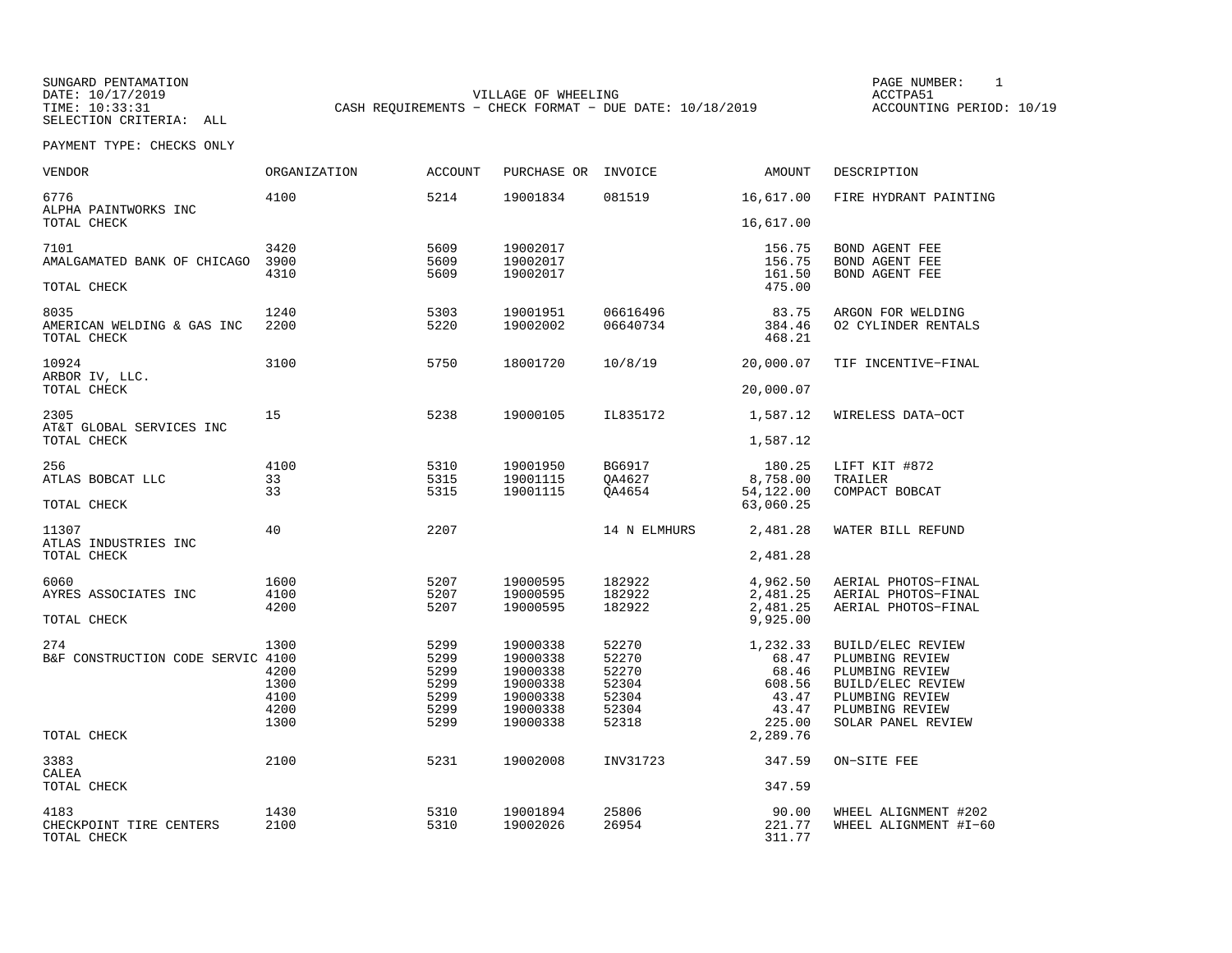SUNGARD PENTAMATION
DATE: 10/17/2019
TIME: 10:33:31
SELECTION CRITERIA: ALL

VILLAGE OF WHEELING
CASH REQUIREMENTS - CHECK FORMAT - DUE DATE: 10/18/2019

PAGE NUMBER: 1
ACCTPA51
ACCOUNTING PERIOD: 10/19

PAYMENT TYPE: CHECKS ONLY

| VENDOR | ORGANIZATION | ACCOUNT | PURCHASE OR | INVOICE | AMOUNT | DESCRIPTION |
|---|---|---|---|---|---|---|
| 6776 | 4100 | 5214 | 19001834 | 081519 | 16,617.00 | FIRE HYDRANT PAINTING |
| ALPHA PAINTWORKS INC | | | | | | |
| TOTAL CHECK | | | | | 16,617.00 | |
| 7101 | 3420 | 5609 | 19002017 | | 156.75 | BOND AGENT FEE |
| AMALGAMATED BANK OF CHICAGO | 3900 | 5609 | 19002017 | | 156.75 | BOND AGENT FEE |
| | 4310 | 5609 | 19002017 | | 161.50 | BOND AGENT FEE |
| TOTAL CHECK | | | | | 475.00 | |
| 8035 | 1240 | 5303 | 19001951 | 06616496 | 83.75 | ARGON FOR WELDING |
| AMERICAN WELDING & GAS INC | 2200 | 5220 | 19002002 | 06640734 | 384.46 | O2 CYLINDER RENTALS |
| TOTAL CHECK | | | | | 468.21 | |
| 10924 | 3100 | 5750 | 18001720 | 10/8/19 | 20,000.07 | TIF INCENTIVE-FINAL |
| ARBOR IV, LLC. | | | | | | |
| TOTAL CHECK | | | | | 20,000.07 | |
| 2305 | 15 | 5238 | 19000105 | IL835172 | 1,587.12 | WIRELESS DATA-OCT |
| AT&T GLOBAL SERVICES INC | | | | | | |
| TOTAL CHECK | | | | | 1,587.12 | |
| 256 | 4100 | 5310 | 19001950 | BG6917 | 180.25 | LIFT KIT #872 |
| ATLAS BOBCAT LLC | 33 | 5315 | 19001115 | QA4627 | 8,758.00 | TRAILER |
| | 33 | 5315 | 19001115 | QA4654 | 54,122.00 | COMPACT BOBCAT |
| TOTAL CHECK | | | | | 63,060.25 | |
| 11307 | 40 | 2207 | | 14 N ELMHURS | 2,481.28 | WATER BILL REFUND |
| ATLAS INDUSTRIES INC | | | | | | |
| TOTAL CHECK | | | | | 2,481.28 | |
| 6060 | 1600 | 5207 | 19000595 | 182922 | 4,962.50 | AERIAL PHOTOS-FINAL |
| AYRES ASSOCIATES INC | 4100 | 5207 | 19000595 | 182922 | 2,481.25 | AERIAL PHOTOS-FINAL |
| | 4200 | 5207 | 19000595 | 182922 | 2,481.25 | AERIAL PHOTOS-FINAL |
| TOTAL CHECK | | | | | 9,925.00 | |
| 274 | 1300 | 5299 | 19000338 | 52270 | 1,232.33 | BUILD/ELEC REVIEW |
| B&F CONSTRUCTION CODE SERVIC | 4100 | 5299 | 19000338 | 52270 | 68.47 | PLUMBING REVIEW |
| | 4200 | 5299 | 19000338 | 52270 | 68.46 | PLUMBING REVIEW |
| | 1300 | 5299 | 19000338 | 52304 | 608.56 | BUILD/ELEC REVIEW |
| | 4100 | 5299 | 19000338 | 52304 | 43.47 | PLUMBING REVIEW |
| | 4200 | 5299 | 19000338 | 52304 | 43.47 | PLUMBING REVIEW |
| | 1300 | 5299 | 19000338 | 52318 | 225.00 | SOLAR PANEL REVIEW |
| TOTAL CHECK | | | | | 2,289.76 | |
| 3383 | 2100 | 5231 | 19002008 | INV31723 | 347.59 | ON-SITE FEE |
| CALEA | | | | | | |
| TOTAL CHECK | | | | | 347.59 | |
| 4183 | 1430 | 5310 | 19001894 | 25806 | 90.00 | WHEEL ALIGNMENT #202 |
| CHECKPOINT TIRE CENTERS | 2100 | 5310 | 19002026 | 26954 | 221.77 | WHEEL ALIGNMENT #I-60 |
| TOTAL CHECK | | | | | 311.77 | |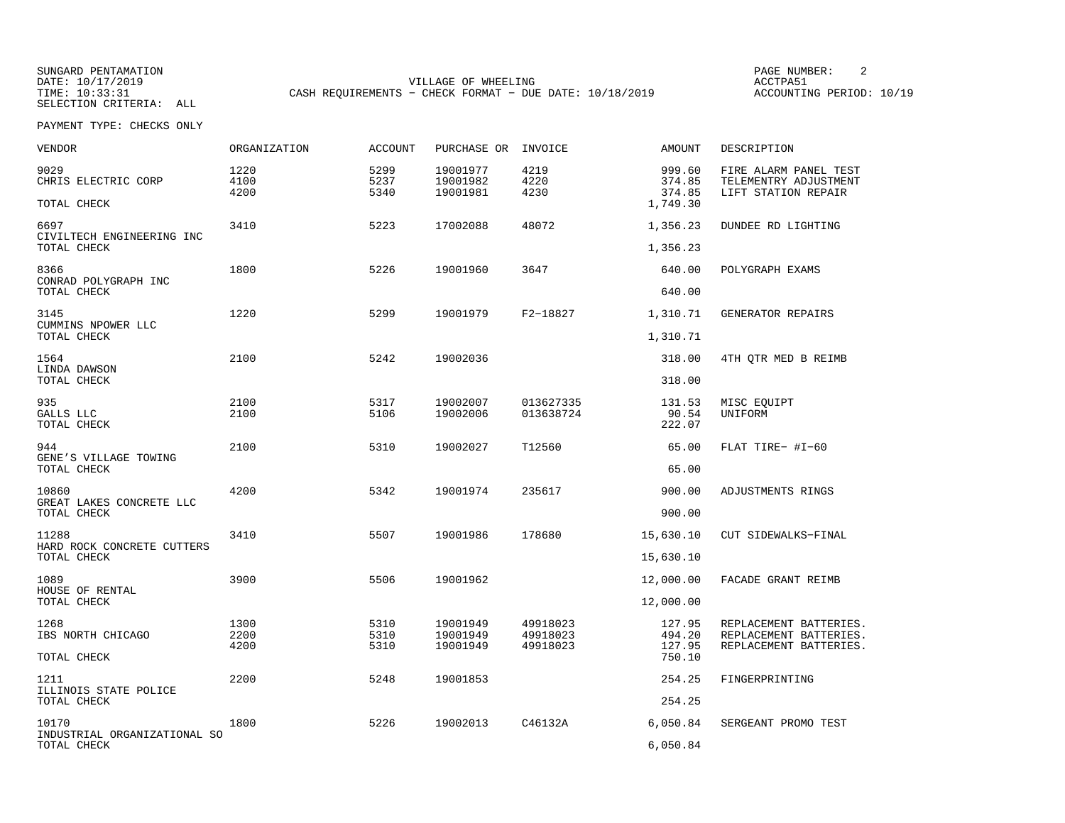SUNGARD PENTAMATION
DATE: 10/17/2019
TIME: 10:33:31
SELECTION CRITERIA: ALL

VILLAGE OF WHEELING
CASH REQUIREMENTS - CHECK FORMAT - DUE DATE: 10/18/2019

PAGE NUMBER: 2
ACCTPA51
ACCOUNTING PERIOD: 10/19

PAYMENT TYPE: CHECKS ONLY

| VENDOR | ORGANIZATION | ACCOUNT | PURCHASE OR | INVOICE | AMOUNT | DESCRIPTION |
|---|---|---|---|---|---|---|
| 9029 | 1220 | 5299 | 19001977 | 4219 | 999.60 | FIRE ALARM PANEL TEST |
| CHRIS ELECTRIC CORP | 4100 | 5237 | 19001982 | 4220 | 374.85 | TELEMENTRY ADJUSTMENT |
| | 4200 | 5340 | 19001981 | 4230 | 374.85 | LIFT STATION REPAIR |
| TOTAL CHECK | | | | | 1,749.30 | |
| 6697 | 3410 | 5223 | 17002088 | 48072 | 1,356.23 | DUNDEE RD LIGHTING |
| CIVILTECH ENGINEERING INC | | | | | | |
| TOTAL CHECK | | | | | 1,356.23 | |
| 8366 | 1800 | 5226 | 19001960 | 3647 | 640.00 | POLYGRAPH EXAMS |
| CONRAD POLYGRAPH INC | | | | | | |
| TOTAL CHECK | | | | | 640.00 | |
| 3145 | 1220 | 5299 | 19001979 | F2-18827 | 1,310.71 | GENERATOR REPAIRS |
| CUMMINS NPOWER LLC | | | | | | |
| TOTAL CHECK | | | | | 1,310.71 | |
| 1564 | 2100 | 5242 | 19002036 | | 318.00 | 4TH QTR MED B REIMB |
| LINDA DAWSON | | | | | | |
| TOTAL CHECK | | | | | 318.00 | |
| 935 | 2100 | 5317 | 19002007 | 013627335 | 131.53 | MISC EQUIPT |
| GALLS LLC | 2100 | 5106 | 19002006 | 013638724 | 90.54 | UNIFORM |
| TOTAL CHECK | | | | | 222.07 | |
| 944 | 2100 | 5310 | 19002027 | T12560 | 65.00 | FLAT TIRE- #I-60 |
| GENE'S VILLAGE TOWING | | | | | | |
| TOTAL CHECK | | | | | 65.00 | |
| 10860 | 4200 | 5342 | 19001974 | 235617 | 900.00 | ADJUSTMENTS RINGS |
| GREAT LAKES CONCRETE LLC | | | | | | |
| TOTAL CHECK | | | | | 900.00 | |
| 11288 | 3410 | 5507 | 19001986 | 178680 | 15,630.10 | CUT SIDEWALKS-FINAL |
| HARD ROCK CONCRETE CUTTERS | | | | | | |
| TOTAL CHECK | | | | | 15,630.10 | |
| 1089 | 3900 | 5506 | 19001962 | | 12,000.00 | FACADE GRANT REIMB |
| HOUSE OF RENTAL | | | | | | |
| TOTAL CHECK | | | | | 12,000.00 | |
| 1268 | 1300 | 5310 | 19001949 | 49918023 | 127.95 | REPLACEMENT BATTERIES. |
| IBS NORTH CHICAGO | 2200 | 5310 | 19001949 | 49918023 | 494.20 | REPLACEMENT BATTERIES. |
| | 4200 | 5310 | 19001949 | 49918023 | 127.95 | REPLACEMENT BATTERIES. |
| TOTAL CHECK | | | | | 750.10 | |
| 1211 | 2200 | 5248 | 19001853 | | 254.25 | FINGERPRINTING |
| ILLINOIS STATE POLICE | | | | | | |
| TOTAL CHECK | | | | | 254.25 | |
| 10170 | 1800 | 5226 | 19002013 | C46132A | 6,050.84 | SERGEANT PROMO TEST |
| INDUSTRIAL ORGANIZATIONAL SO | | | | | | |
| TOTAL CHECK | | | | | 6,050.84 | |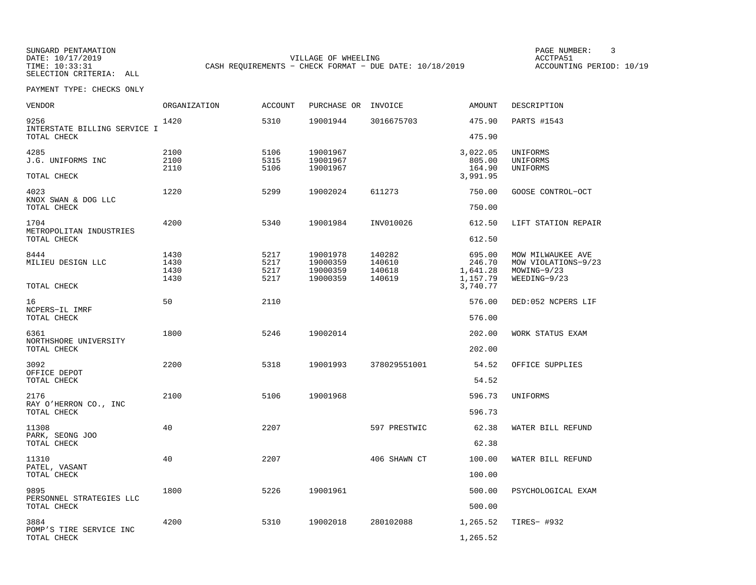SUNGARD PENTAMATION
DATE: 10/17/2019
TIME: 10:33:31
SELECTION CRITERIA: ALL

VILLAGE OF WHEELING
CASH REQUIREMENTS - CHECK FORMAT - DUE DATE: 10/18/2019

PAGE NUMBER: 3
ACCTPA51
ACCOUNTING PERIOD: 10/19

PAYMENT TYPE: CHECKS ONLY

| VENDOR | ORGANIZATION | ACCOUNT | PURCHASE OR | INVOICE | AMOUNT | DESCRIPTION |
|---|---|---|---|---|---|---|
| 9256 | 1420 | 5310 | 19001944 | 3016675703 | 475.90 | PARTS #1543 |
| INTERSTATE BILLING SERVICE I | | | | | | |
| TOTAL CHECK | | | | | 475.90 | |
| 4285 | 2100 | 5106 | 19001967 | | 3,022.05 | UNIFORMS |
| J.G. UNIFORMS INC | 2100 | 5315 | 19001967 | | 805.00 | UNIFORMS |
| | 2110 | 5106 | 19001967 | | 164.90 | UNIFORMS |
| TOTAL CHECK | | | | | 3,991.95 | |
| 4023 | 1220 | 5299 | 19002024 | 611273 | 750.00 | GOOSE CONTROL-OCT |
| KNOX SWAN & DOG LLC | | | | | | |
| TOTAL CHECK | | | | | 750.00 | |
| 1704 | 4200 | 5340 | 19001984 | INV010026 | 612.50 | LIFT STATION REPAIR |
| METROPOLITAN INDUSTRIES | | | | | | |
| TOTAL CHECK | | | | | 612.50 | |
| 8444 | 1430 | 5217 | 19001978 | 140282 | 695.00 | MOW MILWAUKEE AVE |
| MILIEU DESIGN LLC | 1430 | 5217 | 19000359 | 140610 | 246.70 | MOW VIOLATIONS-9/23 |
| | 1430 | 5217 | 19000359 | 140618 | 1,641.28 | MOWING-9/23 |
| | 1430 | 5217 | 19000359 | 140619 | 1,157.79 | WEEDING-9/23 |
| TOTAL CHECK | | | | | 3,740.77 | |
| 16 | 50 | 2110 | | | 576.00 | DED:052 NCPERS LIF |
| NCPERS-IL IMRF | | | | | | |
| TOTAL CHECK | | | | | 576.00 | |
| 6361 | 1800 | 5246 | 19002014 | | 202.00 | WORK STATUS EXAM |
| NORTHSHORE UNIVERSITY | | | | | | |
| TOTAL CHECK | | | | | 202.00 | |
| 3092 | 2200 | 5318 | 19001993 | 378029551001 | 54.52 | OFFICE SUPPLIES |
| OFFICE DEPOT | | | | | | |
| TOTAL CHECK | | | | | 54.52 | |
| 2176 | 2100 | 5106 | 19001968 | | 596.73 | UNIFORMS |
| RAY O'HERRON CO., INC | | | | | | |
| TOTAL CHECK | | | | | 596.73 | |
| 11308 | 40 | 2207 | | 597 PRESTWIC | 62.38 | WATER BILL REFUND |
| PARK, SEONG JOO | | | | | | |
| TOTAL CHECK | | | | | 62.38 | |
| 11310 | 40 | 2207 | | 406 SHAWN CT | 100.00 | WATER BILL REFUND |
| PATEL, VASANT | | | | | | |
| TOTAL CHECK | | | | | 100.00 | |
| 9895 | 1800 | 5226 | 19001961 | | 500.00 | PSYCHOLOGICAL EXAM |
| PERSONNEL STRATEGIES LLC | | | | | | |
| TOTAL CHECK | | | | | 500.00 | |
| 3884 | 4200 | 5310 | 19002018 | 280102088 | 1,265.52 | TIRES- #932 |
| POMP'S TIRE SERVICE INC | | | | | | |
| TOTAL CHECK | | | | | 1,265.52 | |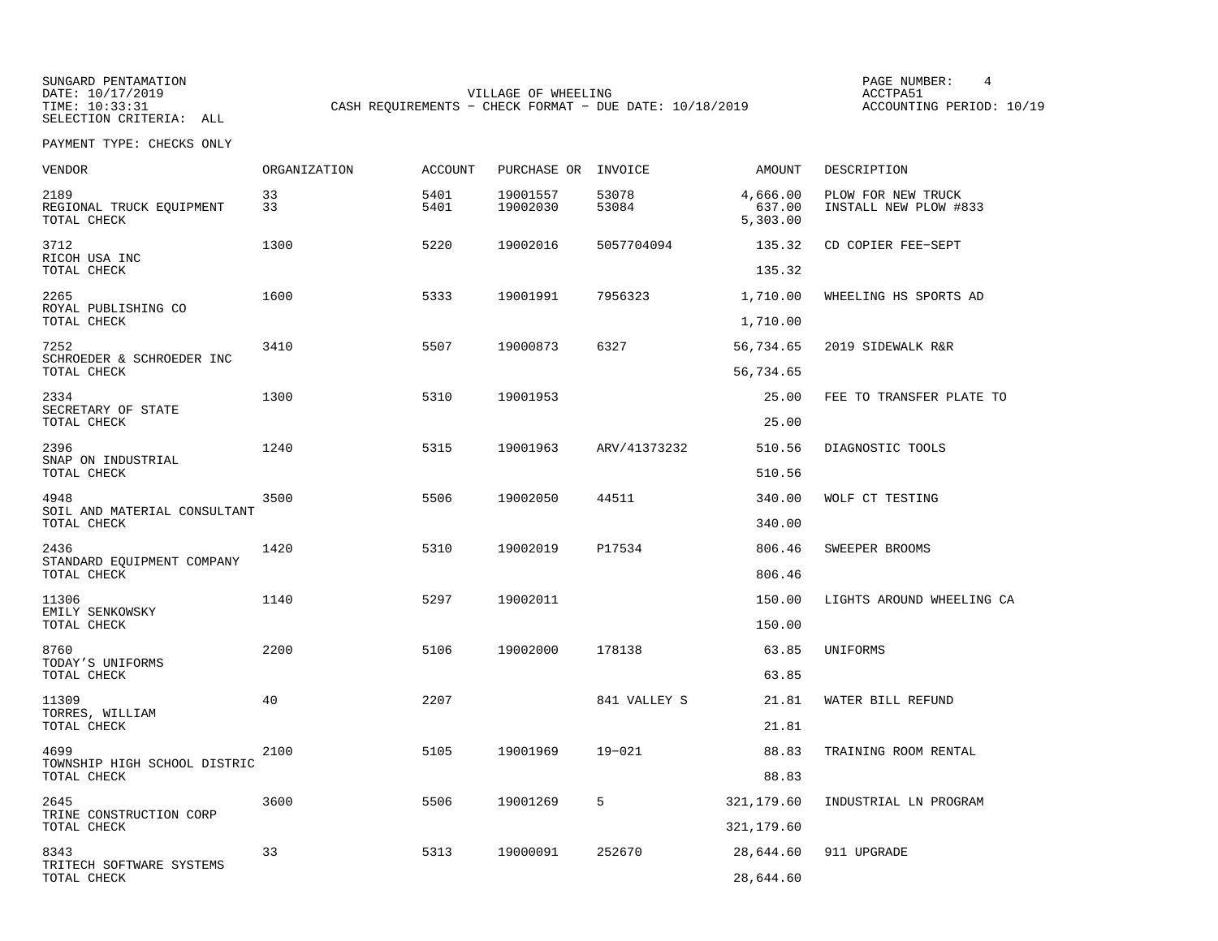SUNGARD PENTAMATION
DATE: 10/17/2019
TIME: 10:33:31
SELECTION CRITERIA: ALL

VILLAGE OF WHEELING
CASH REQUIREMENTS - CHECK FORMAT - DUE DATE: 10/18/2019

PAGE NUMBER: 4
ACCTPA51
ACCOUNTING PERIOD: 10/19

PAYMENT TYPE: CHECKS ONLY

| VENDOR | ORGANIZATION | ACCOUNT | PURCHASE OR | INVOICE | AMOUNT | DESCRIPTION |
|---|---|---|---|---|---|---|
| 2189 | 33 | 5401 | 19001557 | 53078 | 4,666.00 | PLOW FOR NEW TRUCK |
| REGIONAL TRUCK EQUIPMENT | 33 | 5401 | 19002030 | 53084 | 637.00 | INSTALL NEW PLOW #833 |
| TOTAL CHECK | | | | | 5,303.00 | |
| 3712 | 1300 | 5220 | 19002016 | 5057704094 | 135.32 | CD COPIER FEE-SEPT |
| RICOH USA INC | | | | | | |
| TOTAL CHECK | | | | | 135.32 | |
| 2265 | 1600 | 5333 | 19001991 | 7956323 | 1,710.00 | WHEELING HS SPORTS AD |
| ROYAL PUBLISHING CO | | | | | | |
| TOTAL CHECK | | | | | 1,710.00 | |
| 7252 | 3410 | 5507 | 19000873 | 6327 | 56,734.65 | 2019 SIDEWALK R&R |
| SCHROEDER & SCHROEDER INC | | | | | | |
| TOTAL CHECK | | | | | 56,734.65 | |
| 2334 | 1300 | 5310 | 19001953 | | 25.00 | FEE TO TRANSFER PLATE TO |
| SECRETARY OF STATE | | | | | | |
| TOTAL CHECK | | | | | 25.00 | |
| 2396 | 1240 | 5315 | 19001963 | ARV/41373232 | 510.56 | DIAGNOSTIC TOOLS |
| SNAP ON INDUSTRIAL | | | | | | |
| TOTAL CHECK | | | | | 510.56 | |
| 4948 | 3500 | 5506 | 19002050 | 44511 | 340.00 | WOLF CT TESTING |
| SOIL AND MATERIAL CONSULTANT | | | | | | |
| TOTAL CHECK | | | | | 340.00 | |
| 2436 | 1420 | 5310 | 19002019 | P17534 | 806.46 | SWEEPER BROOMS |
| STANDARD EQUIPMENT COMPANY | | | | | | |
| TOTAL CHECK | | | | | 806.46 | |
| 11306 | 1140 | 5297 | 19002011 | | 150.00 | LIGHTS AROUND WHEELING CA |
| EMILY SENKOWSKY | | | | | | |
| TOTAL CHECK | | | | | 150.00 | |
| 8760 | 2200 | 5106 | 19002000 | 178138 | 63.85 | UNIFORMS |
| TODAY'S UNIFORMS | | | | | | |
| TOTAL CHECK | | | | | 63.85 | |
| 11309 | 40 | 2207 | | 841 VALLEY S | 21.81 | WATER BILL REFUND |
| TORRES, WILLIAM | | | | | | |
| TOTAL CHECK | | | | | 21.81 | |
| 4699 | 2100 | 5105 | 19001969 | 19-021 | 88.83 | TRAINING ROOM RENTAL |
| TOWNSHIP HIGH SCHOOL DISTRIC | | | | | | |
| TOTAL CHECK | | | | | 88.83 | |
| 2645 | 3600 | 5506 | 19001269 | 5 | 321,179.60 | INDUSTRIAL LN PROGRAM |
| TRINE CONSTRUCTION CORP | | | | | | |
| TOTAL CHECK | | | | | 321,179.60 | |
| 8343 | 33 | 5313 | 19000091 | 252670 | 28,644.60 | 911 UPGRADE |
| TRITECH SOFTWARE SYSTEMS | | | | | | |
| TOTAL CHECK | | | | | 28,644.60 | |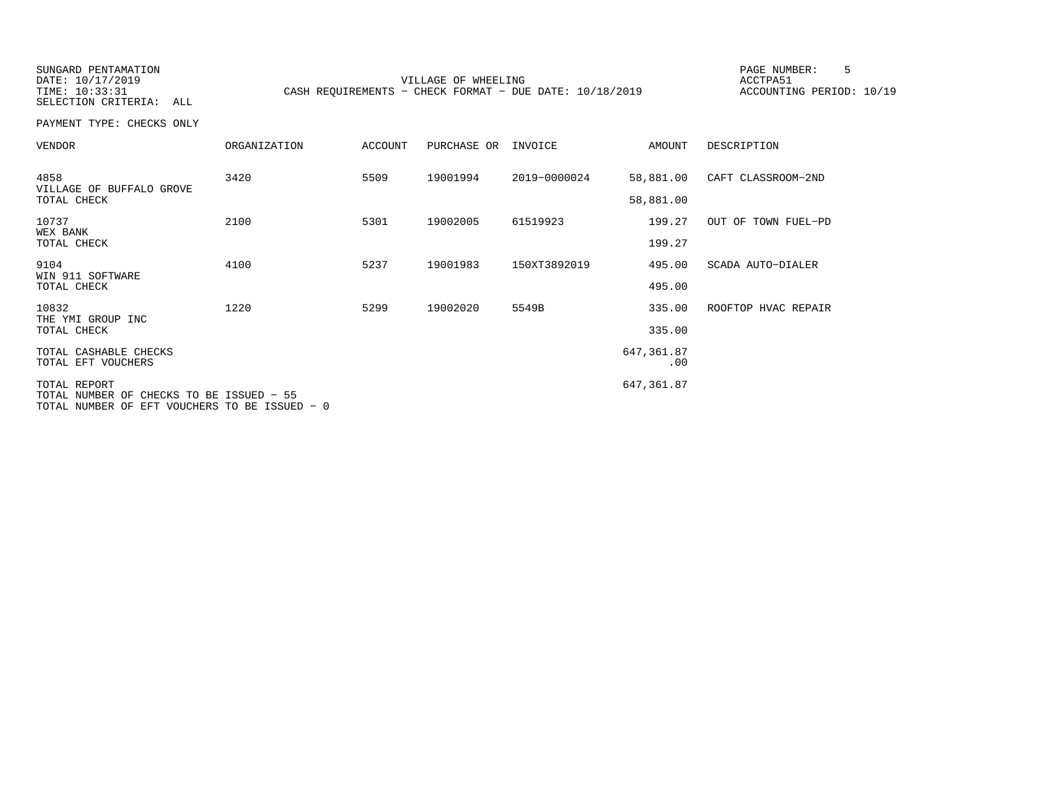SUNGARD PENTAMATION
DATE: 10/17/2019
TIME: 10:33:31
SELECTION CRITERIA: ALL

VILLAGE OF WHEELING
CASH REQUIREMENTS - CHECK FORMAT - DUE DATE: 10/18/2019

PAGE NUMBER: 5
ACCTPA51
ACCOUNTING PERIOD: 10/19

PAYMENT TYPE: CHECKS ONLY

| VENDOR | ORGANIZATION | ACCOUNT | PURCHASE OR | INVOICE | AMOUNT | DESCRIPTION |
|---|---|---|---|---|---|---|
| 4858 VILLAGE OF BUFFALO GROVE | 3420 | 5509 | 19001994 | 2019-0000024 | 58,881.00 | CAFT CLASSROOM-2ND |
| TOTAL CHECK | | | | | 58,881.00 | |
| 10737 WEX BANK | 2100 | 5301 | 19002005 | 61519923 | 199.27 | OUT OF TOWN FUEL-PD |
| TOTAL CHECK | | | | | 199.27 | |
| 9104 WIN 911 SOFTWARE | 4100 | 5237 | 19001983 | 150XT3892019 | 495.00 | SCADA AUTO-DIALER |
| TOTAL CHECK | | | | | 495.00 | |
| 10832 THE YMI GROUP INC | 1220 | 5299 | 19002020 | 5549B | 335.00 | ROOFTOP HVAC REPAIR |
| TOTAL CHECK | | | | | 335.00 | |
| TOTAL CASHABLE CHECKS | | | | | 647,361.87 | |
| TOTAL EFT VOUCHERS | | | | | .00 | |
| TOTAL REPORT | | | | | 647,361.87 | |

TOTAL NUMBER OF CHECKS TO BE ISSUED - 55
TOTAL NUMBER OF EFT VOUCHERS TO BE ISSUED - 0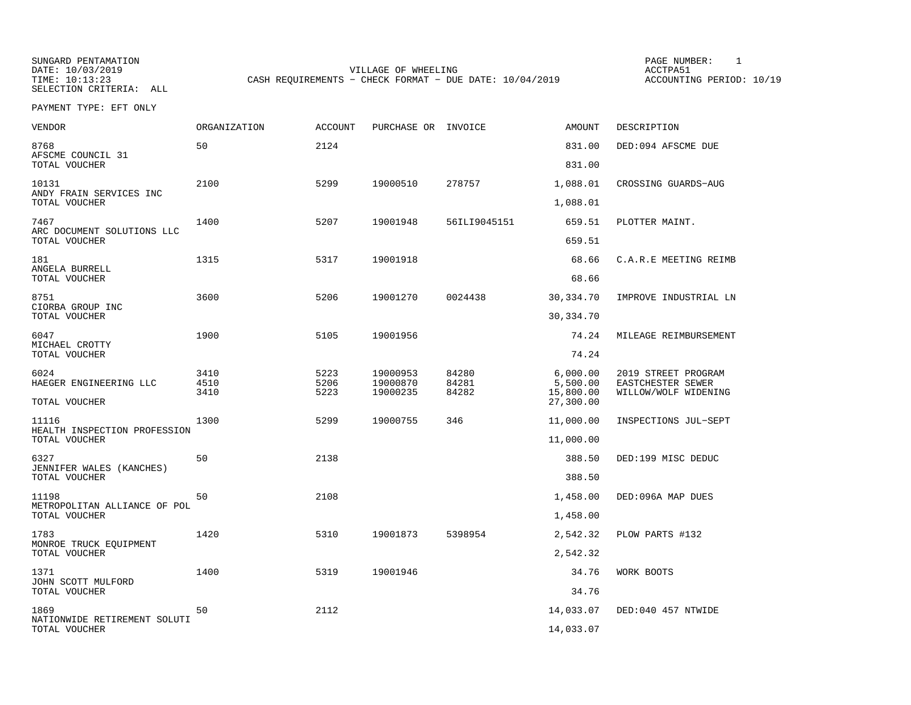SUNGARD PENTAMATION
DATE: 10/03/2019
TIME: 10:13:23
SELECTION CRITERIA: ALL

VILLAGE OF WHEELING
CASH REQUIREMENTS - CHECK FORMAT - DUE DATE: 10/04/2019

PAGE NUMBER: 1
ACCTPA51
ACCOUNTING PERIOD: 10/19

PAYMENT TYPE: EFT ONLY

| VENDOR | ORGANIZATION | ACCOUNT | PURCHASE OR | INVOICE | AMOUNT | DESCRIPTION |
|---|---|---|---|---|---|---|
| 8768 | 50 | 2124 | | | 831.00 | DED:094 AFSCME DUE |
| AFSCME COUNCIL 31 | | | | | | |
| TOTAL VOUCHER | | | | | 831.00 | |
| 10131 | 2100 | 5299 | 19000510 | 278757 | 1,088.01 | CROSSING GUARDS-AUG |
| ANDY FRAIN SERVICES INC | | | | | | |
| TOTAL VOUCHER | | | | | 1,088.01 | |
| 7467 | 1400 | 5207 | 19001948 | 56ILI9045151 | 659.51 | PLOTTER MAINT. |
| ARC DOCUMENT SOLUTIONS LLC | | | | | | |
| TOTAL VOUCHER | | | | | 659.51 | |
| 181 | 1315 | 5317 | 19001918 | | 68.66 | C.A.R.E MEETING REIMB |
| ANGELA BURRELL | | | | | | |
| TOTAL VOUCHER | | | | | 68.66 | |
| 8751 | 3600 | 5206 | 19001270 | 0024438 | 30,334.70 | IMPROVE INDUSTRIAL LN |
| CIORBA GROUP INC | | | | | | |
| TOTAL VOUCHER | | | | | 30,334.70 | |
| 6047 | 1900 | 5105 | 19001956 | | 74.24 | MILEAGE REIMBURSEMENT |
| MICHAEL CROTTY | | | | | | |
| TOTAL VOUCHER | | | | | 74.24 | |
| 6024 | 3410 | 5223 | 19000953 | 84280 | 6,000.00 | 2019 STREET PROGRAM |
| HAEGER ENGINEERING LLC | 4510 | 5206 | 19000870 | 84281 | 5,500.00 | EASTCHESTER SEWER |
| | 3410 | 5223 | 19000235 | 84282 | 15,800.00 | WILLOW/WOLF WIDENING |
| TOTAL VOUCHER | | | | | 27,300.00 | |
| 11116 | 1300 | 5299 | 19000755 | 346 | 11,000.00 | INSPECTIONS JUL-SEPT |
| HEALTH INSPECTION PROFESSION | | | | | | |
| TOTAL VOUCHER | | | | | 11,000.00 | |
| 6327 | 50 | 2138 | | | 388.50 | DED:199 MISC DEDUC |
| JENNIFER WALES (KANCHES) | | | | | | |
| TOTAL VOUCHER | | | | | 388.50 | |
| 11198 | 50 | 2108 | | | 1,458.00 | DED:096A MAP DUES |
| METROPOLITAN ALLIANCE OF POL | | | | | | |
| TOTAL VOUCHER | | | | | 1,458.00 | |
| 1783 | 1420 | 5310 | 19001873 | 5398954 | 2,542.32 | PLOW PARTS #132 |
| MONROE TRUCK EQUIPMENT | | | | | | |
| TOTAL VOUCHER | | | | | 2,542.32 | |
| 1371 | 1400 | 5319 | 19001946 | | 34.76 | WORK BOOTS |
| JOHN SCOTT MULFORD | | | | | | |
| TOTAL VOUCHER | | | | | 34.76 | |
| 1869 | 50 | 2112 | | | 14,033.07 | DED:040 457 NTWIDE |
| NATIONWIDE RETIREMENT SOLUTI | | | | | | |
| TOTAL VOUCHER | | | | | 14,033.07 | |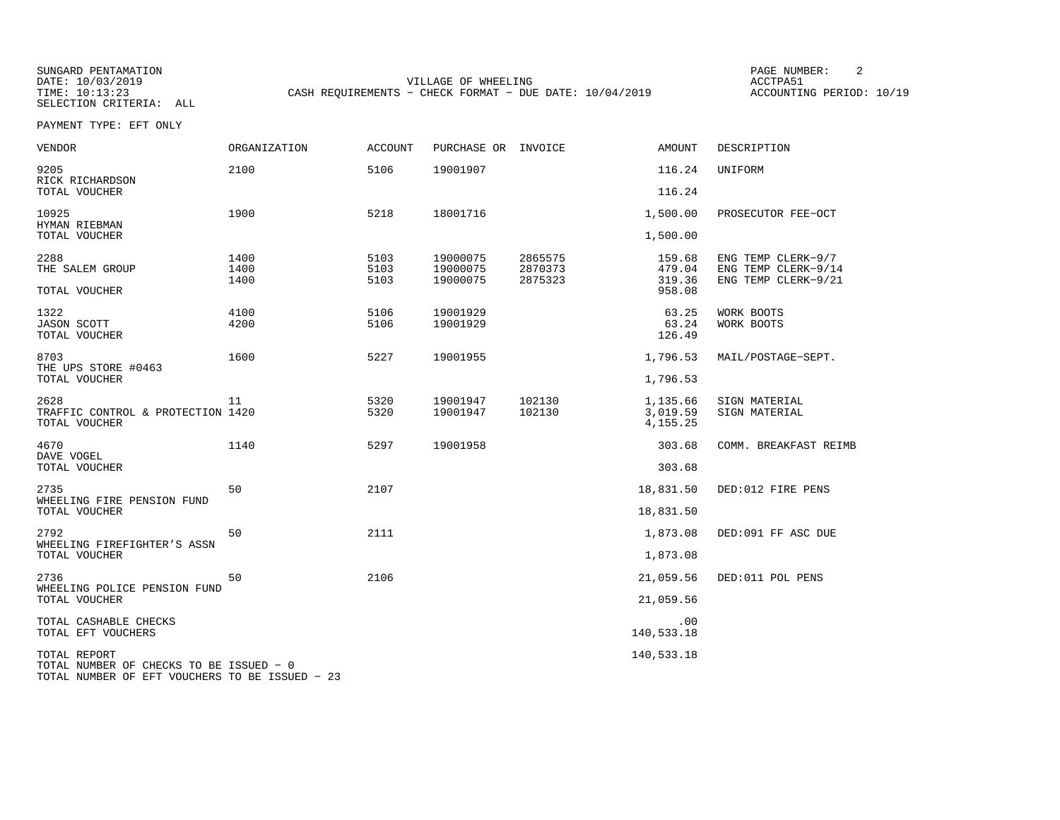SUNGARD PENTAMATION
DATE: 10/03/2019
TIME: 10:13:23
SELECTION CRITERIA: ALL

VILLAGE OF WHEELING
CASH REQUIREMENTS - CHECK FORMAT - DUE DATE: 10/04/2019

PAGE NUMBER: 2
ACCTPA51
ACCOUNTING PERIOD: 10/19

PAYMENT TYPE: EFT ONLY

| VENDOR | ORGANIZATION | ACCOUNT | PURCHASE OR | INVOICE | AMOUNT | DESCRIPTION |
|---|---|---|---|---|---|---|
| 9205 | 2100 | 5106 | 19001907 | | 116.24 | UNIFORM |
| RICK RICHARDSON | | | | | | |
| TOTAL VOUCHER | | | | | 116.24 | |
| 10925 | 1900 | 5218 | 18001716 | | 1,500.00 | PROSECUTOR FEE-OCT |
| HYMAN RIEBMAN | | | | | | |
| TOTAL VOUCHER | | | | | 1,500.00 | |
| 2288 | 1400 | 5103 | 19000075 | 2865575 | 159.68 | ENG TEMP CLERK-9/7 |
| THE SALEM GROUP | 1400 | 5103 | 19000075 | 2870373 | 479.04 | ENG TEMP CLERK-9/14 |
| | 1400 | 5103 | 19000075 | 2875323 | 319.36 | ENG TEMP CLERK-9/21 |
| TOTAL VOUCHER | | | | | 958.08 | |
| 1322 | 4100 | 5106 | 19001929 | | 63.25 | WORK BOOTS |
| JASON SCOTT | 4200 | 5106 | 19001929 | | 63.24 | WORK BOOTS |
| TOTAL VOUCHER | | | | | 126.49 | |
| 8703 | 1600 | 5227 | 19001955 | | 1,796.53 | MAIL/POSTAGE-SEPT. |
| THE UPS STORE #0463 | | | | | | |
| TOTAL VOUCHER | | | | | 1,796.53 | |
| 2628 | 11 | 5320 | 19001947 | 102130 | 1,135.66 | SIGN MATERIAL |
| TRAFFIC CONTROL & PROTECTION | 1420 | 5320 | 19001947 | 102130 | 3,019.59 | SIGN MATERIAL |
| TOTAL VOUCHER | | | | | 4,155.25 | |
| 4670 | 1140 | 5297 | 19001958 | | 303.68 | COMM. BREAKFAST REIMB |
| DAVE VOGEL | | | | | | |
| TOTAL VOUCHER | | | | | 303.68 | |
| 2735 | 50 | 2107 | | | 18,831.50 | DED:012 FIRE PENS |
| WHEELING FIRE PENSION FUND | | | | | | |
| TOTAL VOUCHER | | | | | 18,831.50 | |
| 2792 | 50 | 2111 | | | 1,873.08 | DED:091 FF ASC DUE |
| WHEELING FIREFIGHTER'S ASSN | | | | | | |
| TOTAL VOUCHER | | | | | 1,873.08 | |
| 2736 | 50 | 2106 | | | 21,059.56 | DED:011 POL PENS |
| WHEELING POLICE PENSION FUND | | | | | | |
| TOTAL VOUCHER | | | | | 21,059.56 | |
| TOTAL CASHABLE CHECKS | | | | | .00 | |
| TOTAL EFT VOUCHERS | | | | | 140,533.18 | |
| TOTAL REPORT | | | | | 140,533.18 | |

TOTAL NUMBER OF CHECKS TO BE ISSUED - 0
TOTAL NUMBER OF EFT VOUCHERS TO BE ISSUED - 23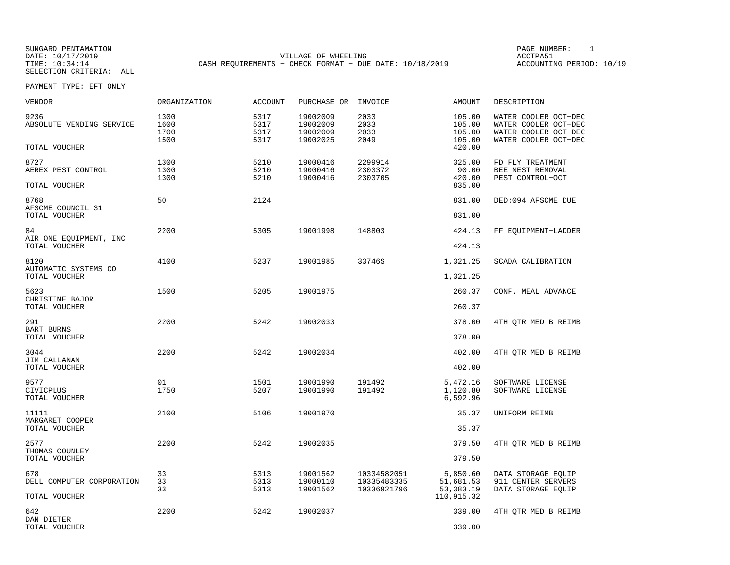SUNGARD PENTAMATION
DATE: 10/17/2019
TIME: 10:34:14
SELECTION CRITERIA: ALL

VILLAGE OF WHEELING
CASH REQUIREMENTS - CHECK FORMAT - DUE DATE: 10/18/2019

PAGE NUMBER: 1
ACCTPA51
ACCOUNTING PERIOD: 10/19

PAYMENT TYPE: EFT ONLY

| VENDOR | ORGANIZATION | ACCOUNT | PURCHASE OR | INVOICE | AMOUNT | DESCRIPTION |
|---|---|---|---|---|---|---|
| 9236 | 1300 | 5317 | 19002009 | 2033 | 105.00 | WATER COOLER OCT-DEC |
| ABSOLUTE VENDING SERVICE | 1600 | 5317 | 19002009 | 2033 | 105.00 | WATER COOLER OCT-DEC |
| | 1700 | 5317 | 19002009 | 2033 | 105.00 | WATER COOLER OCT-DEC |
| | 1500 | 5317 | 19002025 | 2049 | 105.00 | WATER COOLER OCT-DEC |
| TOTAL VOUCHER | | | | | 420.00 | |
| 8727 | 1300 | 5210 | 19000416 | 2299914 | 325.00 | FD FLY TREATMENT |
| AEREX PEST CONTROL | 1300 | 5210 | 19000416 | 2303372 | 90.00 | BEE NEST REMOVAL |
| | 1300 | 5210 | 19000416 | 2303705 | 420.00 | PEST CONTROL-OCT |
| TOTAL VOUCHER | | | | | 835.00 | |
| 8768 | 50 | 2124 | | | 831.00 | DED:094 AFSCME DUE |
| AFSCME COUNCIL 31 | | | | | | |
| TOTAL VOUCHER | | | | | 831.00 | |
| 84 | 2200 | 5305 | 19001998 | 148803 | 424.13 | FF EQUIPMENT-LADDER |
| AIR ONE EQUIPMENT, INC | | | | | | |
| TOTAL VOUCHER | | | | | 424.13 | |
| 8120 | 4100 | 5237 | 19001985 | 33746S | 1,321.25 | SCADA CALIBRATION |
| AUTOMATIC SYSTEMS CO | | | | | | |
| TOTAL VOUCHER | | | | | 1,321.25 | |
| 5623 | 1500 | 5205 | 19001975 | | 260.37 | CONF. MEAL ADVANCE |
| CHRISTINE BAJOR | | | | | | |
| TOTAL VOUCHER | | | | | 260.37 | |
| 291 | 2200 | 5242 | 19002033 | | 378.00 | 4TH QTR MED B REIMB |
| BART BURNS | | | | | | |
| TOTAL VOUCHER | | | | | 378.00 | |
| 3044 | 2200 | 5242 | 19002034 | | 402.00 | 4TH QTR MED B REIMB |
| JIM CALLANAN | | | | | | |
| TOTAL VOUCHER | | | | | 402.00 | |
| 9577 | 01 | 1501 | 19001990 | 191492 | 5,472.16 | SOFTWARE LICENSE |
| CIVICPLUS | 1750 | 5207 | 19001990 | 191492 | 1,120.80 | SOFTWARE LICENSE |
| TOTAL VOUCHER | | | | | 6,592.96 | |
| 11111 | 2100 | 5106 | 19001970 | | 35.37 | UNIFORM REIMB |
| MARGARET COOPER | | | | | | |
| TOTAL VOUCHER | | | | | 35.37 | |
| 2577 | 2200 | 5242 | 19002035 | | 379.50 | 4TH QTR MED B REIMB |
| THOMAS COUNLEY | | | | | | |
| TOTAL VOUCHER | | | | | 379.50 | |
| 678 | 33 | 5313 | 19001562 | 10334582051 | 5,850.60 | DATA STORAGE EQUIP |
| DELL COMPUTER CORPORATION | 33 | 5313 | 19000110 | 10335483335 | 51,681.53 | 911 CENTER SERVERS |
| | 33 | 5313 | 19001562 | 10336921796 | 53,383.19 | DATA STORAGE EQUIP |
| TOTAL VOUCHER | | | | | 110,915.32 | |
| 642 | 2200 | 5242 | 19002037 | | 339.00 | 4TH QTR MED B REIMB |
| DAN DIETER | | | | | | |
| TOTAL VOUCHER | | | | | 339.00 | |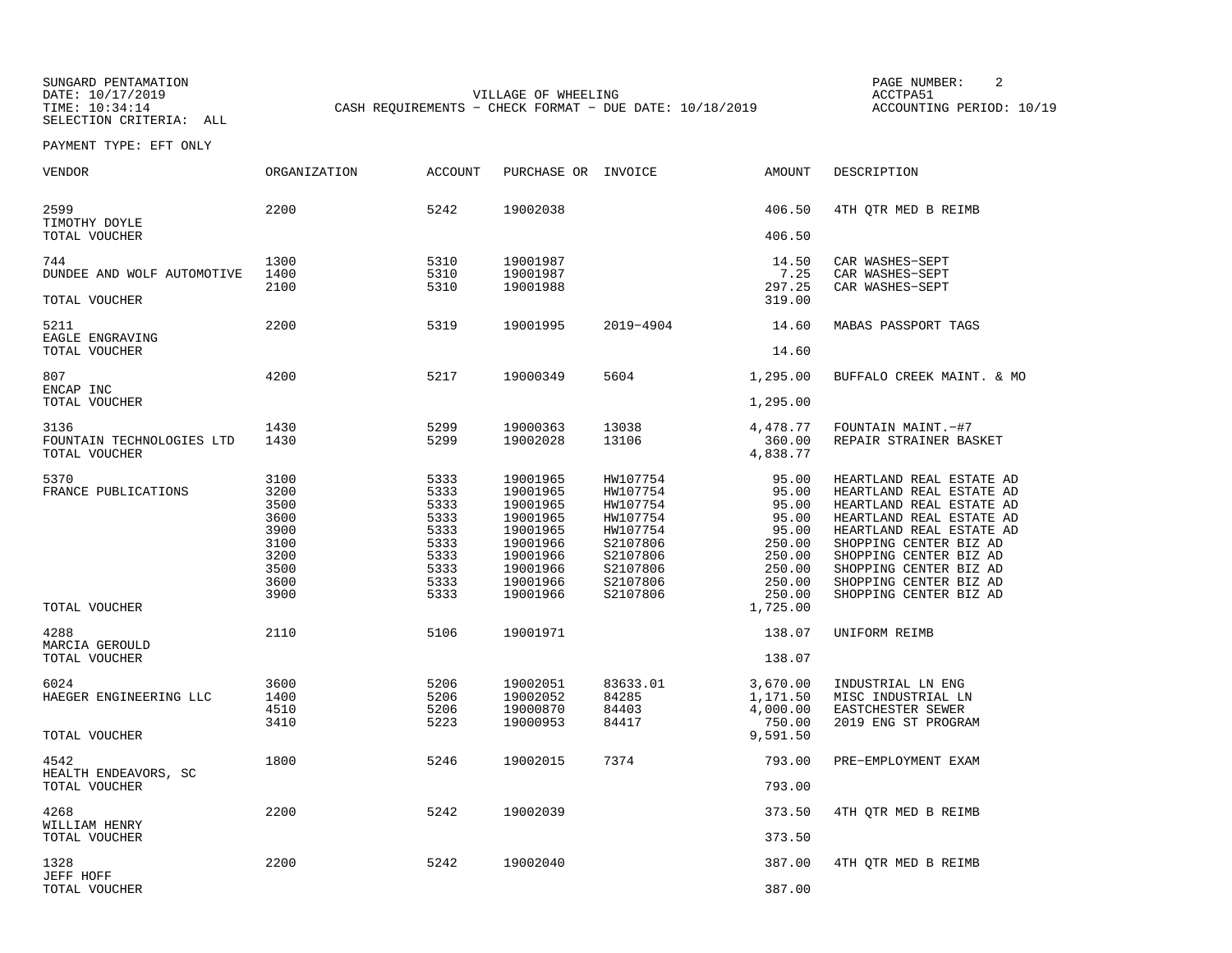SUNGARD PENTAMATION
DATE: 10/17/2019
TIME: 10:34:14
SELECTION CRITERIA: ALL

VILLAGE OF WHEELING
CASH REQUIREMENTS - CHECK FORMAT - DUE DATE: 10/18/2019

ACCTPA51
ACCOUNTING PERIOD: 10/19

PAYMENT TYPE: EFT ONLY

| VENDOR | ORGANIZATION | ACCOUNT | PURCHASE OR | INVOICE | AMOUNT | DESCRIPTION |
|---|---|---|---|---|---|---|
| 2599 | 2200 | 5242 | 19002038 | | 406.50 | 4TH QTR MED B REIMB |
| TIMOTHY DOYLE | | | | | | |
| TOTAL VOUCHER | | | | | 406.50 | |
| 744 | 1300 | 5310 | 19001987 | | 14.50 | CAR WASHES-SEPT |
| DUNDEE AND WOLF AUTOMOTIVE | 1400 | 5310 | 19001987 | | 7.25 | CAR WASHES-SEPT |
| | 2100 | 5310 | 19001988 | | 297.25 | CAR WASHES-SEPT |
| TOTAL VOUCHER | | | | | 319.00 | |
| 5211 | 2200 | 5319 | 19001995 | 2019-4904 | 14.60 | MABAS PASSPORT TAGS |
| EAGLE ENGRAVING | | | | | | |
| TOTAL VOUCHER | | | | | 14.60 | |
| 807 | 4200 | 5217 | 19000349 | 5604 | 1,295.00 | BUFFALO CREEK MAINT. & MO |
| ENCAP INC | | | | | | |
| TOTAL VOUCHER | | | | | 1,295.00 | |
| 3136 | 1430 | 5299 | 19000363 | 13038 | 4,478.77 | FOUNTAIN MAINT.-#7 |
| FOUNTAIN TECHNOLOGIES LTD | 1430 | 5299 | 19002028 | 13106 | 360.00 | REPAIR STRAINER BASKET |
| TOTAL VOUCHER | | | | | 4,838.77 | |
| 5370 | 3100 | 5333 | 19001965 | HW107754 | 95.00 | HEARTLAND REAL ESTATE AD |
| FRANCE PUBLICATIONS | 3200 | 5333 | 19001965 | HW107754 | 95.00 | HEARTLAND REAL ESTATE AD |
| | 3500 | 5333 | 19001965 | HW107754 | 95.00 | HEARTLAND REAL ESTATE AD |
| | 3600 | 5333 | 19001965 | HW107754 | 95.00 | HEARTLAND REAL ESTATE AD |
| | 3900 | 5333 | 19001965 | HW107754 | 95.00 | HEARTLAND REAL ESTATE AD |
| | 3100 | 5333 | 19001966 | S2107806 | 250.00 | SHOPPING CENTER BIZ AD |
| | 3200 | 5333 | 19001966 | S2107806 | 250.00 | SHOPPING CENTER BIZ AD |
| | 3500 | 5333 | 19001966 | S2107806 | 250.00 | SHOPPING CENTER BIZ AD |
| | 3600 | 5333 | 19001966 | S2107806 | 250.00 | SHOPPING CENTER BIZ AD |
| | 3900 | 5333 | 19001966 | S2107806 | 250.00 | SHOPPING CENTER BIZ AD |
| TOTAL VOUCHER | | | | | 1,725.00 | |
| 4288 | 2110 | 5106 | 19001971 | | 138.07 | UNIFORM REIMB |
| MARCIA GEROULD | | | | | | |
| TOTAL VOUCHER | | | | | 138.07 | |
| 6024 | 3600 | 5206 | 19002051 | 83633.01 | 3,670.00 | INDUSTRIAL LN ENG |
| HAEGER ENGINEERING LLC | 1400 | 5206 | 19002052 | 84285 | 1,171.50 | MISC INDUSTRIAL LN |
| | 4510 | 5206 | 19000870 | 84403 | 4,000.00 | EASTCHESTER SEWER |
| | 3410 | 5223 | 19000953 | 84417 | 750.00 | 2019 ENG ST PROGRAM |
| TOTAL VOUCHER | | | | | 9,591.50 | |
| 4542 | 1800 | 5246 | 19002015 | 7374 | 793.00 | PRE-EMPLOYMENT EXAM |
| HEALTH ENDEAVORS, SC | | | | | | |
| TOTAL VOUCHER | | | | | 793.00 | |
| 4268 | 2200 | 5242 | 19002039 | | 373.50 | 4TH QTR MED B REIMB |
| WILLIAM HENRY | | | | | | |
| TOTAL VOUCHER | | | | | 373.50 | |
| 1328 | 2200 | 5242 | 19002040 | | 387.00 | 4TH QTR MED B REIMB |
| JEFF HOFF | | | | | | |
| TOTAL VOUCHER | | | | | 387.00 | |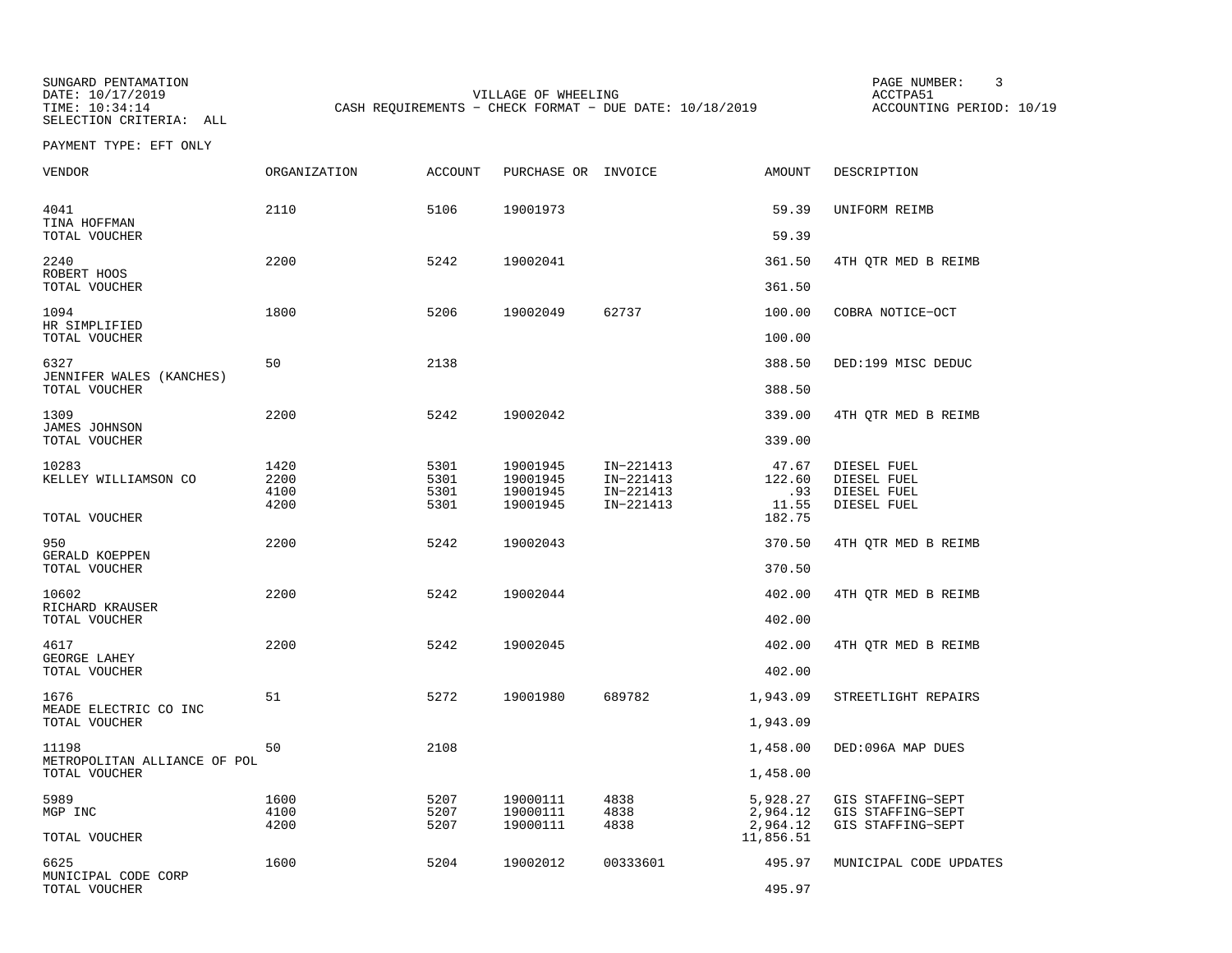SUNGARD PENTAMATION
DATE: 10/17/2019
TIME: 10:34:14
SELECTION CRITERIA: ALL

VILLAGE OF WHEELING
CASH REQUIREMENTS - CHECK FORMAT - DUE DATE: 10/18/2019

ACCTPA51
ACCOUNTING PERIOD: 10/19

PAYMENT TYPE: EFT ONLY

| VENDOR | ORGANIZATION | ACCOUNT | PURCHASE OR | INVOICE | AMOUNT | DESCRIPTION |
|---|---|---|---|---|---|---|
| 4041 TINA HOFFMAN | 2110 | 5106 | 19001973 | | 59.39 | UNIFORM REIMB |
| TOTAL VOUCHER | | | | | 59.39 | |
| 2240 ROBERT HOOS | 2200 | 5242 | 19002041 | | 361.50 | 4TH QTR MED B REIMB |
| TOTAL VOUCHER | | | | | 361.50 | |
| 1094 HR SIMPLIFIED | 1800 | 5206 | 19002049 | 62737 | 100.00 | COBRA NOTICE-OCT |
| TOTAL VOUCHER | | | | | 100.00 | |
| 6327 JENNIFER WALES (KANCHES) | 50 | 2138 | | | 388.50 | DED:199 MISC DEDUC |
| TOTAL VOUCHER | | | | | 388.50 | |
| 1309 JAMES JOHNSON | 2200 | 5242 | 19002042 | | 339.00 | 4TH QTR MED B REIMB |
| TOTAL VOUCHER | | | | | 339.00 | |
| 10283 KELLEY WILLIAMSON CO | 1420 | 5301 | 19001945 | IN-221413 | 47.67 | DIESEL FUEL |
| | 2200 | 5301 | 19001945 | IN-221413 | 122.60 | DIESEL FUEL |
| | 4100 | 5301 | 19001945 | IN-221413 | .93 | DIESEL FUEL |
| | 4200 | 5301 | 19001945 | IN-221413 | 11.55 | DIESEL FUEL |
| TOTAL VOUCHER | | | | | 182.75 | |
| 950 GERALD KOEPPEN | 2200 | 5242 | 19002043 | | 370.50 | 4TH QTR MED B REIMB |
| TOTAL VOUCHER | | | | | 370.50 | |
| 10602 RICHARD KRAUSER | 2200 | 5242 | 19002044 | | 402.00 | 4TH QTR MED B REIMB |
| TOTAL VOUCHER | | | | | 402.00 | |
| 4617 GEORGE LAHEY | 2200 | 5242 | 19002045 | | 402.00 | 4TH QTR MED B REIMB |
| TOTAL VOUCHER | | | | | 402.00 | |
| 1676 MEADE ELECTRIC CO INC | 51 | 5272 | 19001980 | 689782 | 1,943.09 | STREETLIGHT REPAIRS |
| TOTAL VOUCHER | | | | | 1,943.09 | |
| 11198 METROPOLITAN ALLIANCE OF POL | 50 | 2108 | | | 1,458.00 | DED:096A MAP DUES |
| TOTAL VOUCHER | | | | | 1,458.00 | |
| 5989 MGP INC | 1600 | 5207 | 19000111 | 4838 | 5,928.27 | GIS STAFFING-SEPT |
| | 4100 | 5207 | 19000111 | 4838 | 2,964.12 | GIS STAFFING-SEPT |
| | 4200 | 5207 | 19000111 | 4838 | 2,964.12 | GIS STAFFING-SEPT |
| TOTAL VOUCHER | | | | | 11,856.51 | |
| 6625 MUNICIPAL CODE CORP | 1600 | 5204 | 19002012 | 00333601 | 495.97 | MUNICIPAL CODE UPDATES |
| TOTAL VOUCHER | | | | | 495.97 | |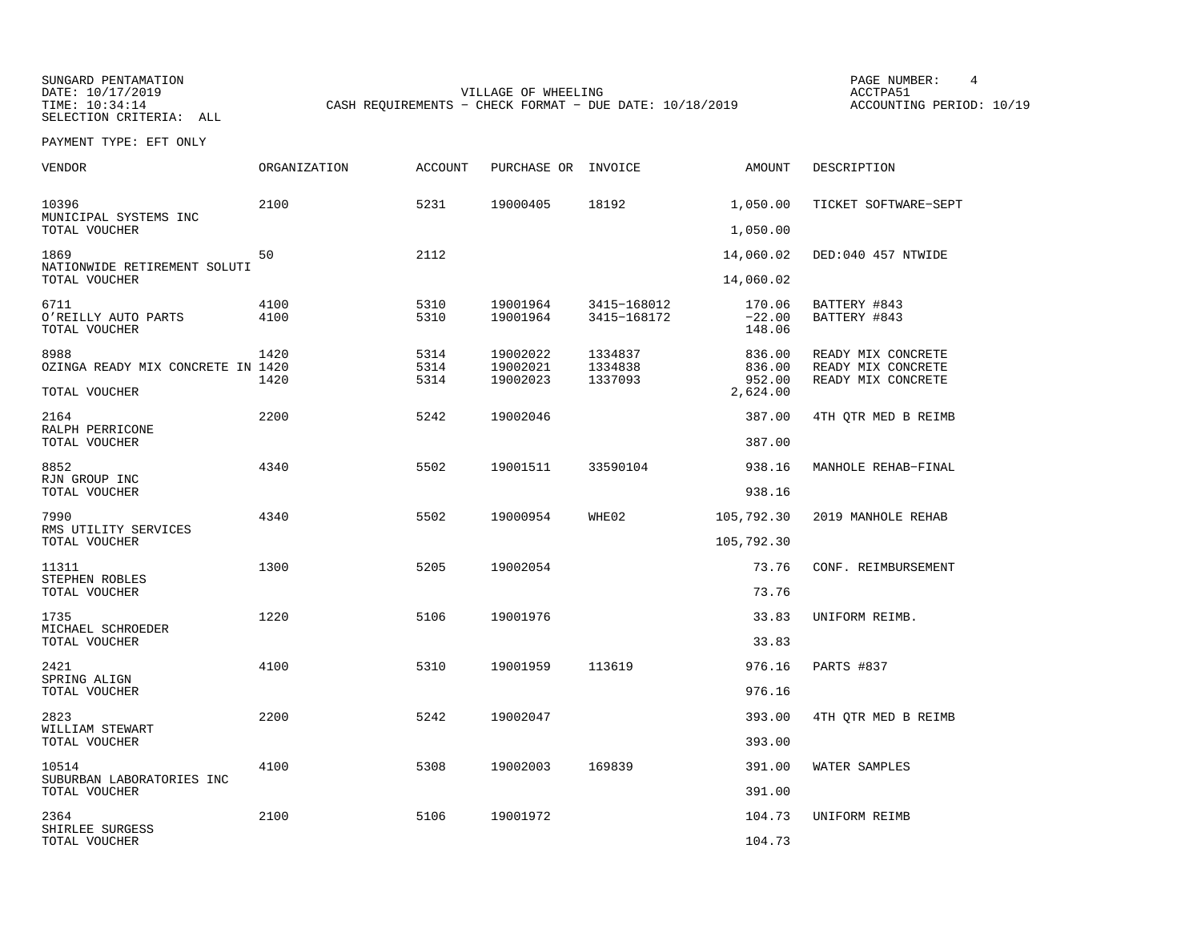SUNGARD PENTAMATION
DATE: 10/17/2019
TIME: 10:34:14
SELECTION CRITERIA: ALL

VILLAGE OF WHEELING
CASH REQUIREMENTS - CHECK FORMAT - DUE DATE: 10/18/2019

PAGE NUMBER: 4
ACCTPA51
ACCOUNTING PERIOD: 10/19

PAYMENT TYPE: EFT ONLY

| VENDOR | ORGANIZATION | ACCOUNT | PURCHASE OR | INVOICE | AMOUNT | DESCRIPTION |
|---|---|---|---|---|---|---|
| 10396 | 2100 | 5231 | 19000405 | 18192 | 1,050.00 | TICKET SOFTWARE-SEPT |
| MUNICIPAL SYSTEMS INC | | | | | | |
| TOTAL VOUCHER | | | | | 1,050.00 | |
| 1869 | 50 | 2112 | | | 14,060.02 | DED:040 457 NTWIDE |
| NATIONWIDE RETIREMENT SOLUTI | | | | | | |
| TOTAL VOUCHER | | | | | 14,060.02 | |
| 6711 | 4100 | 5310 | 19001964 | 3415-168012 | 170.06 | BATTERY #843 |
| O'REILLY AUTO PARTS | 4100 | 5310 | 19001964 | 3415-168172 | -22.00 | BATTERY #843 |
| TOTAL VOUCHER | | | | | 148.06 | |
| 8988 | 1420 | 5314 | 19002022 | 1334837 | 836.00 | READY MIX CONCRETE |
| OZINGA READY MIX CONCRETE IN | 1420 | 5314 | 19002021 | 1334838 | 836.00 | READY MIX CONCRETE |
| | 1420 | 5314 | 19002023 | 1337093 | 952.00 | READY MIX CONCRETE |
| TOTAL VOUCHER | | | | | 2,624.00 | |
| 2164 | 2200 | 5242 | 19002046 | | 387.00 | 4TH QTR MED B REIMB |
| RALPH PERRICONE | | | | | | |
| TOTAL VOUCHER | | | | | 387.00 | |
| 8852 | 4340 | 5502 | 19001511 | 33590104 | 938.16 | MANHOLE REHAB-FINAL |
| RJN GROUP INC | | | | | | |
| TOTAL VOUCHER | | | | | 938.16 | |
| 7990 | 4340 | 5502 | 19000954 | WHE02 | 105,792.30 | 2019 MANHOLE REHAB |
| RMS UTILITY SERVICES | | | | | | |
| TOTAL VOUCHER | | | | | 105,792.30 | |
| 11311 | 1300 | 5205 | 19002054 | | 73.76 | CONF. REIMBURSEMENT |
| STEPHEN ROBLES | | | | | | |
| TOTAL VOUCHER | | | | | 73.76 | |
| 1735 | 1220 | 5106 | 19001976 | | 33.83 | UNIFORM REIMB. |
| MICHAEL SCHROEDER | | | | | | |
| TOTAL VOUCHER | | | | | 33.83 | |
| 2421 | 4100 | 5310 | 19001959 | 113619 | 976.16 | PARTS #837 |
| SPRING ALIGN | | | | | | |
| TOTAL VOUCHER | | | | | 976.16 | |
| 2823 | 2200 | 5242 | 19002047 | | 393.00 | 4TH QTR MED B REIMB |
| WILLIAM STEWART | | | | | | |
| TOTAL VOUCHER | | | | | 393.00 | |
| 10514 | 4100 | 5308 | 19002003 | 169839 | 391.00 | WATER SAMPLES |
| SUBURBAN LABORATORIES INC | | | | | | |
| TOTAL VOUCHER | | | | | 391.00 | |
| 2364 | 2100 | 5106 | 19001972 | | 104.73 | UNIFORM REIMB |
| SHIRLEE SURGESS | | | | | | |
| TOTAL VOUCHER | | | | | 104.73 | |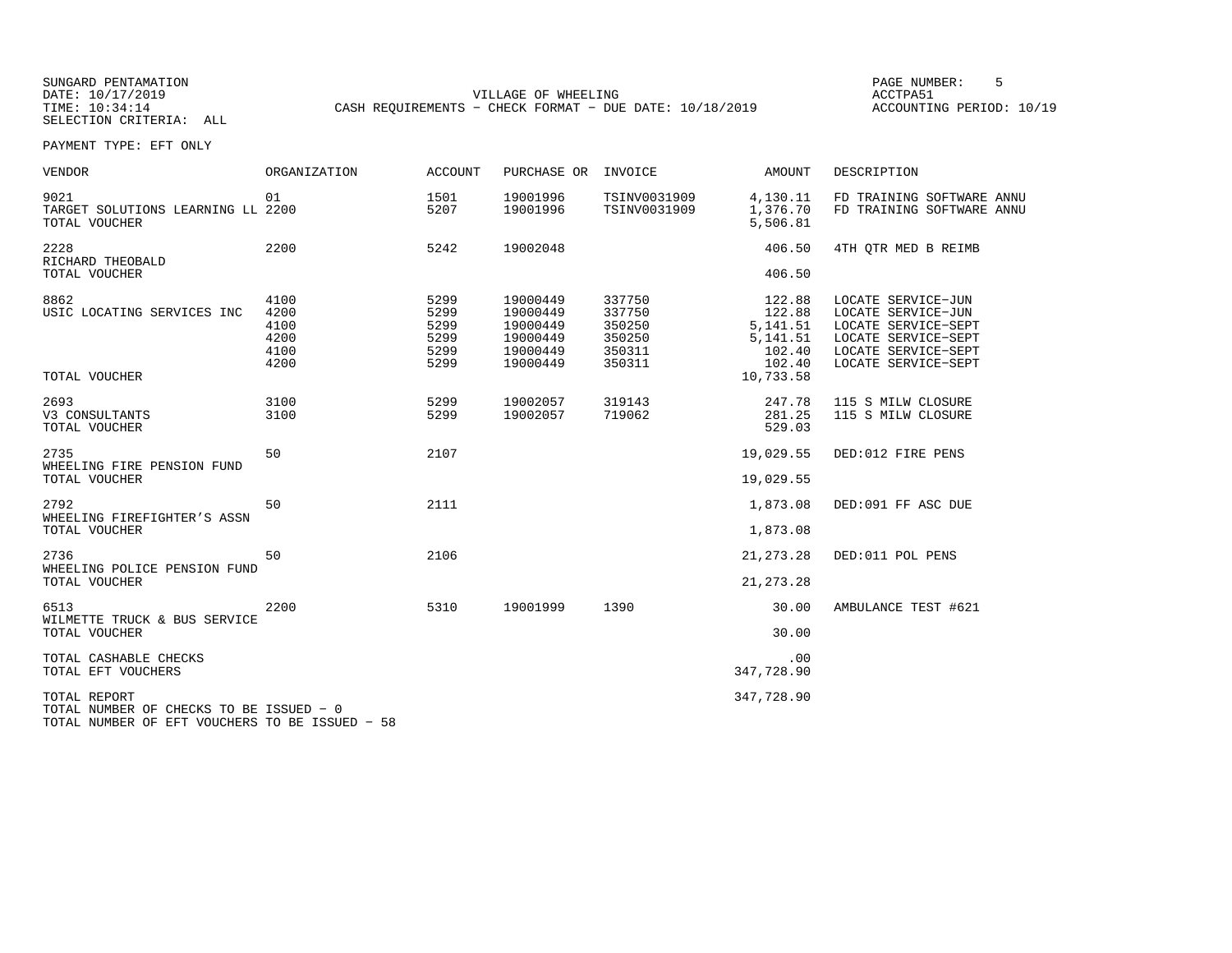SUNGARD PENTAMATION
DATE: 10/17/2019
TIME: 10:34:14
SELECTION CRITERIA: ALL

VILLAGE OF WHEELING
CASH REQUIREMENTS - CHECK FORMAT - DUE DATE: 10/18/2019

PAGE NUMBER: 5
ACCTPA51
ACCOUNTING PERIOD: 10/19

PAYMENT TYPE: EFT ONLY

| VENDOR | ORGANIZATION | ACCOUNT | PURCHASE OR | INVOICE | AMOUNT | DESCRIPTION |
|---|---|---|---|---|---|---|
| 9021 | 01 | 1501 | 19001996 | TSINV0031909 | 4,130.11 | FD TRAINING SOFTWARE ANNU |
| TARGET SOLUTIONS LEARNING LL | 2200 | 5207 | 19001996 | TSINV0031909 | 1,376.70 | FD TRAINING SOFTWARE ANNU |
| TOTAL VOUCHER | | | | | 5,506.81 | |
| 2228 | 2200 | 5242 | 19002048 | | 406.50 | 4TH QTR MED B REIMB |
| RICHARD THEOBALD | | | | | | |
| TOTAL VOUCHER | | | | | 406.50 | |
| 8862 | 4100 | 5299 | 19000449 | 337750 | 122.88 | LOCATE SERVICE-JUN |
| USIC LOCATING SERVICES INC | 4200 | 5299 | 19000449 | 337750 | 122.88 | LOCATE SERVICE-JUN |
| | 4100 | 5299 | 19000449 | 350250 | 5,141.51 | LOCATE SERVICE-SEPT |
| | 4200 | 5299 | 19000449 | 350250 | 5,141.51 | LOCATE SERVICE-SEPT |
| | 4100 | 5299 | 19000449 | 350311 | 102.40 | LOCATE SERVICE-SEPT |
| | 4200 | 5299 | 19000449 | 350311 | 102.40 | LOCATE SERVICE-SEPT |
| TOTAL VOUCHER | | | | | 10,733.58 | |
| 2693 | 3100 | 5299 | 19002057 | 319143 | 247.78 | 115 S MILW CLOSURE |
| V3 CONSULTANTS | 3100 | 5299 | 19002057 | 719062 | 281.25 | 115 S MILW CLOSURE |
| TOTAL VOUCHER | | | | | 529.03 | |
| 2735 | 50 | 2107 | | | 19,029.55 | DED:012 FIRE PENS |
| WHEELING FIRE PENSION FUND | | | | | | |
| TOTAL VOUCHER | | | | | 19,029.55 | |
| 2792 | 50 | 2111 | | | 1,873.08 | DED:091 FF ASC DUE |
| WHEELING FIREFIGHTER'S ASSN | | | | | | |
| TOTAL VOUCHER | | | | | 1,873.08 | |
| 2736 | 50 | 2106 | | | 21,273.28 | DED:011 POL PENS |
| WHEELING POLICE PENSION FUND | | | | | | |
| TOTAL VOUCHER | | | | | 21,273.28 | |
| 6513 | 2200 | 5310 | 19001999 | 1390 | 30.00 | AMBULANCE TEST #621 |
| WILMETTE TRUCK & BUS SERVICE | | | | | | |
| TOTAL VOUCHER | | | | | 30.00 | |
| TOTAL CASHABLE CHECKS | | | | | .00 | |
| TOTAL EFT VOUCHERS | | | | | 347,728.90 | |
| TOTAL REPORT | | | | | 347,728.90 | |

TOTAL NUMBER OF CHECKS TO BE ISSUED - 0
TOTAL NUMBER OF EFT VOUCHERS TO BE ISSUED - 58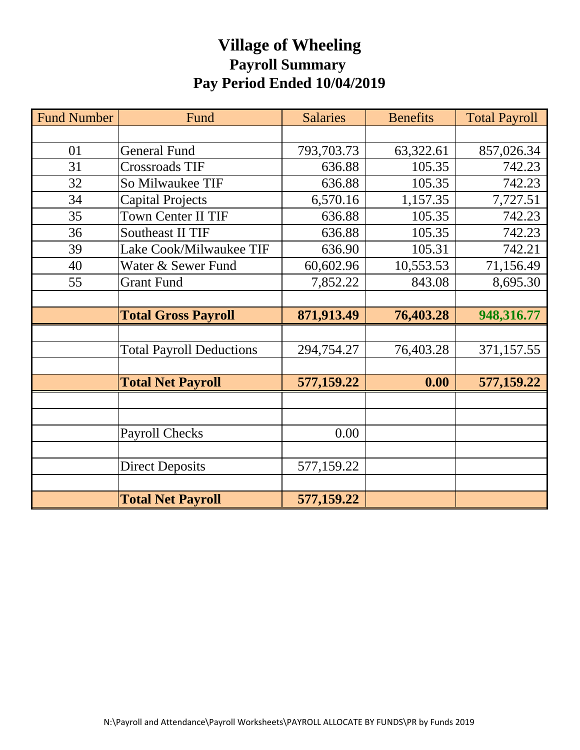# Village of Wheeling

## Payroll Summary

## Pay Period Ended 10/04/2019

| Fund Number | Fund | Salaries | Benefits | Total Payroll |
|---|---|---|---|---|
| | | | | |
| 01 | General Fund | 793,703.73 | 63,322.61 | 857,026.34 |
| 31 | Crossroads TIF | 636.88 | 105.35 | 742.23 |
| 32 | So Milwaukee TIF | 636.88 | 105.35 | 742.23 |
| 34 | Capital Projects | 6,570.16 | 1,157.35 | 7,727.51 |
| 35 | Town Center II TIF | 636.88 | 105.35 | 742.23 |
| 36 | Southeast II TIF | 636.88 | 105.35 | 742.23 |
| 39 | Lake Cook/Milwaukee TIF | 636.90 | 105.31 | 742.21 |
| 40 | Water & Sewer Fund | 60,602.96 | 10,553.53 | 71,156.49 |
| 55 | Grant Fund | 7,852.22 | 843.08 | 8,695.30 |
| | | | | |
| | **Total Gross Payroll** | **871,913.49** | **76,403.28** | **948,316.77** |
| | | | | |
| | Total Payroll Deductions | 294,754.27 | 76,403.28 | 371,157.55 |
| | | | | |
| | **Total Net Payroll** | **577,159.22** | **0.00** | **577,159.22** |
| | | | | |
| | | | | |
| | Payroll Checks | 0.00 | | |
| | | | | |
| | Direct Deposits | 577,159.22 | | |
| | | | | |
| | **Total Net Payroll** | **577,159.22** | | |

N:\Payroll and Attendance\Payroll Worksheets\PAYROLL ALLOCATE BY FUNDS\PR by Funds 2019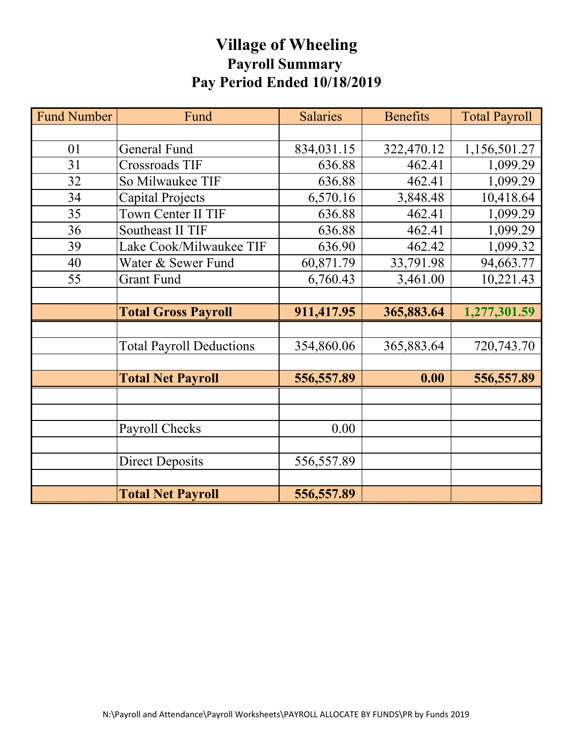# Village of Wheeling
## Payroll Summary
## Pay Period Ended 10/18/2019

| Fund Number | Fund | Salaries | Benefits | Total Payroll |
|---|---|---|---|---|
| | | | | |
| 01 | General Fund | 834,031.15 | 322,470.12 | 1,156,501.27 |
| 31 | Crossroads TIF | 636.88 | 462.41 | 1,099.29 |
| 32 | So Milwaukee TIF | 636.88 | 462.41 | 1,099.29 |
| 34 | Capital Projects | 6,570.16 | 3,848.48 | 10,418.64 |
| 35 | Town Center II TIF | 636.88 | 462.41 | 1,099.29 |
| 36 | Southeast II TIF | 636.88 | 462.41 | 1,099.29 |
| 39 | Lake Cook/Milwaukee TIF | 636.90 | 462.42 | 1,099.32 |
| 40 | Water & Sewer Fund | 60,871.79 | 33,791.98 | 94,663.77 |
| 55 | Grant Fund | 6,760.43 | 3,461.00 | 10,221.43 |
| | | | | |
| | **Total Gross Payroll** | **911,417.95** | **365,883.64** | **1,277,301.59** |
| | | | | |
| | Total Payroll Deductions | 354,860.06 | 365,883.64 | 720,743.70 |
| | | | | |
| | **Total Net Payroll** | **556,557.89** | **0.00** | **556,557.89** |
| | | | | |
| | | | | |
| | Payroll Checks | 0.00 | | |
| | | | | |
| | Direct Deposits | 556,557.89 | | |
| | | | | |
| | **Total Net Payroll** | **556,557.89** | | |

N:\Payroll and Attendance\Payroll Worksheets\PAYROLL ALLOCATE BY FUNDS\PR by Funds 2019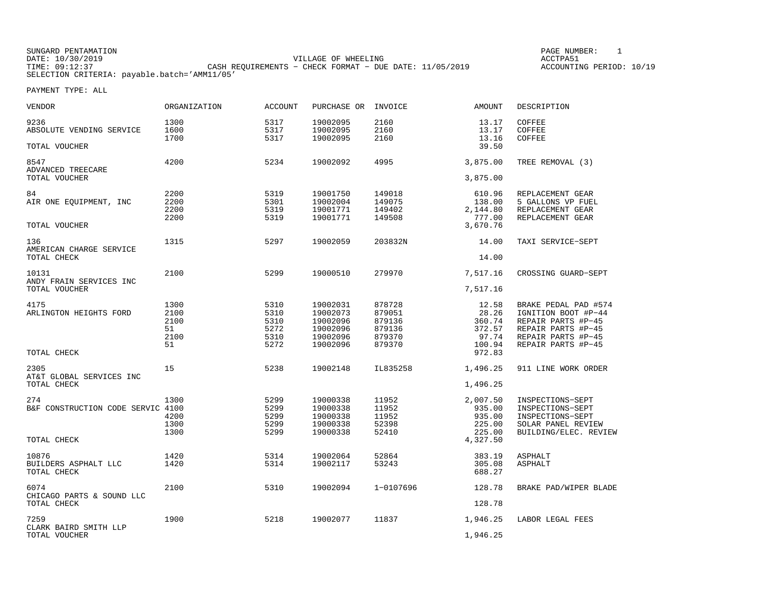SUNGARD PENTAMATION
DATE: 10/30/2019
TIME: 09:12:37
SELECTION CRITERIA: payable.batch='AMM11/05'

VILLAGE OF WHEELING
CASH REQUIREMENTS - CHECK FORMAT - DUE DATE: 11/05/2019

PAGE NUMBER: 1
ACCTPA51
ACCOUNTING PERIOD: 10/19

PAYMENT TYPE: ALL

| VENDOR | ORGANIZATION | ACCOUNT | PURCHASE OR | INVOICE | AMOUNT | DESCRIPTION |
|---|---|---|---|---|---|---|
| 9236 | 1300 | 5317 | 19002095 | 2160 | 13.17 | COFFEE |
| ABSOLUTE VENDING SERVICE | 1600 | 5317 | 19002095 | 2160 | 13.17 | COFFEE |
| | 1700 | 5317 | 19002095 | 2160 | 13.16 | COFFEE |
| TOTAL VOUCHER | | | | | 39.50 | |
| 8547 | 4200 | 5234 | 19002092 | 4995 | 3,875.00 | TREE REMOVAL (3) |
| ADVANCED TREECARE | | | | | | |
| TOTAL VOUCHER | | | | | 3,875.00 | |
| 84 | 2200 | 5319 | 19001750 | 149018 | 610.96 | REPLACEMENT GEAR |
| AIR ONE EQUIPMENT, INC | 2200 | 5301 | 19002004 | 149075 | 138.00 | 5 GALLONS VP FUEL |
| | 2200 | 5319 | 19001771 | 149402 | 2,144.80 | REPLACEMENT GEAR |
| | 2200 | 5319 | 19001771 | 149508 | 777.00 | REPLACEMENT GEAR |
| TOTAL VOUCHER | | | | | 3,670.76 | |
| 136 | 1315 | 5297 | 19002059 | 203832N | 14.00 | TAXI SERVICE-SEPT |
| AMERICAN CHARGE SERVICE | | | | | | |
| TOTAL CHECK | | | | | 14.00 | |
| 10131 | 2100 | 5299 | 19000510 | 279970 | 7,517.16 | CROSSING GUARD-SEPT |
| ANDY FRAIN SERVICES INC | | | | | | |
| TOTAL VOUCHER | | | | | 7,517.16 | |
| 4175 | 1300 | 5310 | 19002031 | 878728 | 12.58 | BRAKE PEDAL PAD #574 |
| ARLINGTON HEIGHTS FORD | 2100 | 5310 | 19002073 | 879051 | 28.26 | IGNITION BOOT #P-44 |
| | 2100 | 5310 | 19002096 | 879136 | 360.74 | REPAIR PARTS #P-45 |
| | 51 | 5272 | 19002096 | 879136 | 372.57 | REPAIR PARTS #P-45 |
| | 2100 | 5310 | 19002096 | 879370 | 97.74 | REPAIR PARTS #P-45 |
| | 51 | 5272 | 19002096 | 879370 | 100.94 | REPAIR PARTS #P-45 |
| TOTAL CHECK | | | | | 972.83 | |
| 2305 | 15 | 5238 | 19002148 | IL835258 | 1,496.25 | 911 LINE WORK ORDER |
| AT&T GLOBAL SERVICES INC | | | | | | |
| TOTAL CHECK | | | | | 1,496.25 | |
| 274 | 1300 | 5299 | 19000338 | 11952 | 2,007.50 | INSPECTIONS-SEPT |
| B&F CONSTRUCTION CODE SERVIC | 4100 | 5299 | 19000338 | 11952 | 935.00 | INSPECTIONS-SEPT |
| | 4200 | 5299 | 19000338 | 11952 | 935.00 | INSPECTIONS-SEPT |
| | 1300 | 5299 | 19000338 | 52398 | 225.00 | SOLAR PANEL REVIEW |
| | 1300 | 5299 | 19000338 | 52410 | 225.00 | BUILDING/ELEC. REVIEW |
| TOTAL CHECK | | | | | 4,327.50 | |
| 10876 | 1420 | 5314 | 19002064 | 52864 | 383.19 | ASPHALT |
| BUILDERS ASPHALT LLC | 1420 | 5314 | 19002117 | 53243 | 305.08 | ASPHALT |
| TOTAL CHECK | | | | | 688.27 | |
| 6074 | 2100 | 5310 | 19002094 | 1-0107696 | 128.78 | BRAKE PAD/WIPER BLADE |
| CHICAGO PARTS & SOUND LLC | | | | | | |
| TOTAL CHECK | | | | | 128.78 | |
| 7259 | 1900 | 5218 | 19002077 | 11837 | 1,946.25 | LABOR LEGAL FEES |
| CLARK BAIRD SMITH LLP | | | | | | |
| TOTAL VOUCHER | | | | | 1,946.25 | |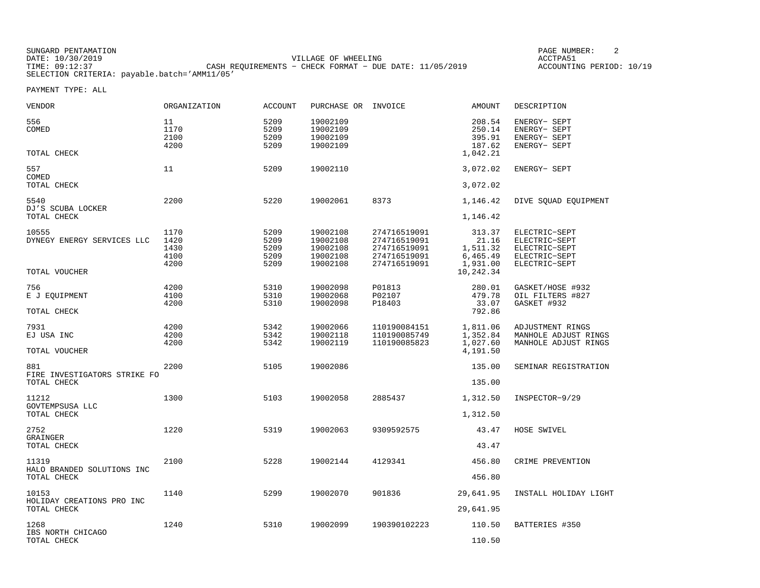SUNGARD PENTAMATION
DATE: 10/30/2019
TIME: 09:12:37
SELECTION CRITERIA: payable.batch='AMM11/05'

VILLAGE OF WHEELING
CASH REQUIREMENTS - CHECK FORMAT - DUE DATE: 11/05/2019

ACCTPA51
ACCOUNTING PERIOD: 10/19

PAYMENT TYPE: ALL

| VENDOR | ORGANIZATION | ACCOUNT | PURCHASE OR | INVOICE | AMOUNT | DESCRIPTION |
|---|---|---|---|---|---|---|
| 556 | 11 | 5209 | 19002109 | | 208.54 | ENERGY- SEPT |
| COMED | 1170 | 5209 | 19002109 | | 250.14 | ENERGY- SEPT |
| | 2100 | 5209 | 19002109 | | 395.91 | ENERGY- SEPT |
| | 4200 | 5209 | 19002109 | | 187.62 | ENERGY- SEPT |
| TOTAL CHECK | | | | | 1,042.21 | |
| 557 | 11 | 5209 | 19002110 | | 3,072.02 | ENERGY- SEPT |
| COMED | | | | | | |
| TOTAL CHECK | | | | | 3,072.02 | |
| 5540 | 2200 | 5220 | 19002061 | 8373 | 1,146.42 | DIVE SQUAD EQUIPMENT |
| DJ'S SCUBA LOCKER | | | | | | |
| TOTAL CHECK | | | | | 1,146.42 | |
| 10555 | 1170 | 5209 | 19002108 | 274716519091 | 313.37 | ELECTRIC-SEPT |
| DYNEGY ENERGY SERVICES LLC | 1420 | 5209 | 19002108 | 274716519091 | 21.16 | ELECTRIC-SEPT |
| | 1430 | 5209 | 19002108 | 274716519091 | 1,511.32 | ELECTRIC-SEPT |
| | 4100 | 5209 | 19002108 | 274716519091 | 6,465.49 | ELECTRIC-SEPT |
| | 4200 | 5209 | 19002108 | 274716519091 | 1,931.00 | ELECTRIC-SEPT |
| TOTAL VOUCHER | | | | | 10,242.34 | |
| 756 | 4200 | 5310 | 19002098 | P01813 | 280.01 | GASKET/HOSE #932 |
| E J EQUIPMENT | 4100 | 5310 | 19002068 | P02107 | 479.78 | OIL FILTERS #827 |
| | 4200 | 5310 | 19002098 | P18403 | 33.07 | GASKET #932 |
| TOTAL CHECK | | | | | 792.86 | |
| 7931 | 4200 | 5342 | 19002066 | 110190084151 | 1,811.06 | ADJUSTMENT RINGS |
| EJ USA INC | 4200 | 5342 | 19002118 | 110190085749 | 1,352.84 | MANHOLE ADJUST RINGS |
| | 4200 | 5342 | 19002119 | 110190085823 | 1,027.60 | MANHOLE ADJUST RINGS |
| TOTAL VOUCHER | | | | | 4,191.50 | |
| 881 | 2200 | 5105 | 19002086 | | 135.00 | SEMINAR REGISTRATION |
| FIRE INVESTIGATORS STRIKE FO | | | | | | |
| TOTAL CHECK | | | | | 135.00 | |
| 11212 | 1300 | 5103 | 19002058 | 2885437 | 1,312.50 | INSPECTOR-9/29 |
| GOVTEMPSUSA LLC | | | | | | |
| TOTAL CHECK | | | | | 1,312.50 | |
| 2752 | 1220 | 5319 | 19002063 | 9309592575 | 43.47 | HOSE SWIVEL |
| GRAINGER | | | | | | |
| TOTAL CHECK | | | | | 43.47 | |
| 11319 | 2100 | 5228 | 19002144 | 4129341 | 456.80 | CRIME PREVENTION |
| HALO BRANDED SOLUTIONS INC | | | | | | |
| TOTAL CHECK | | | | | 456.80 | |
| 10153 | 1140 | 5299 | 19002070 | 901836 | 29,641.95 | INSTALL HOLIDAY LIGHT |
| HOLIDAY CREATIONS PRO INC | | | | | | |
| TOTAL CHECK | | | | | 29,641.95 | |
| 1268 | 1240 | 5310 | 19002099 | 190390102223 | 110.50 | BATTERIES #350 |
| IBS NORTH CHICAGO | | | | | | |
| TOTAL CHECK | | | | | 110.50 | |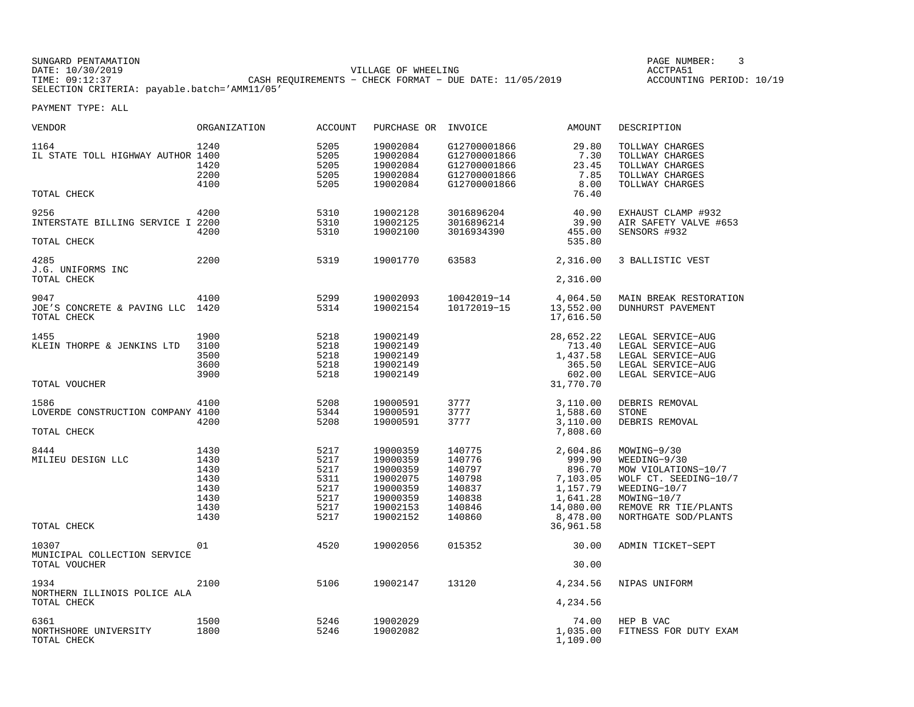SUNGARD PENTAMATION
DATE: 10/30/2019
TIME: 09:12:37

VILLAGE OF WHEELING
CASH REQUIREMENTS - CHECK FORMAT - DUE DATE: 11/05/2019

ACCTPA51
ACCOUNTING PERIOD: 10/19

SELECTION CRITERIA: payable.batch='AMM11/05'

PAYMENT TYPE: ALL

| VENDOR | ORGANIZATION | ACCOUNT | PURCHASE OR | INVOICE | AMOUNT | DESCRIPTION |
|---|---|---|---|---|---|---|
| 1164 | 1240 | 5205 | 19002084 | G12700001866 | 29.80 | TOLLWAY CHARGES |
| IL STATE TOLL HIGHWAY AUTHOR | 1400 | 5205 | 19002084 | G12700001866 | 7.30 | TOLLWAY CHARGES |
| | 1420 | 5205 | 19002084 | G12700001866 | 23.45 | TOLLWAY CHARGES |
| | 2200 | 5205 | 19002084 | G12700001866 | 7.85 | TOLLWAY CHARGES |
| | 4100 | 5205 | 19002084 | G12700001866 | 8.00 | TOLLWAY CHARGES |
| TOTAL CHECK | | | | | 76.40 | |
| 9256 | 4200 | 5310 | 19002128 | 3016896204 | 40.90 | EXHAUST CLAMP #932 |
| INTERSTATE BILLING SERVICE I | 2200 | 5310 | 19002125 | 3016896214 | 39.90 | AIR SAFETY VALVE #653 |
| | 4200 | 5310 | 19002100 | 3016934390 | 455.00 | SENSORS #932 |
| TOTAL CHECK | | | | | 535.80 | |
| 4285 | 2200 | 5319 | 19001770 | 63583 | 2,316.00 | 3 BALLISTIC VEST |
| J.G. UNIFORMS INC | | | | | | |
| TOTAL CHECK | | | | | 2,316.00 | |
| 9047 | 4100 | 5299 | 19002093 | 10042019-14 | 4,064.50 | MAIN BREAK RESTORATION |
| JOE'S CONCRETE & PAVING LLC | 1420 | 5314 | 19002154 | 10172019-15 | 13,552.00 | DUNHURST PAVEMENT |
| TOTAL CHECK | | | | | 17,616.50 | |
| 1455 | 1900 | 5218 | 19002149 | | 28,652.22 | LEGAL SERVICE-AUG |
| KLEIN THORPE & JENKINS LTD | 3100 | 5218 | 19002149 | | 713.40 | LEGAL SERVICE-AUG |
| | 3500 | 5218 | 19002149 | | 1,437.58 | LEGAL SERVICE-AUG |
| | 3600 | 5218 | 19002149 | | 365.50 | LEGAL SERVICE-AUG |
| | 3900 | 5218 | 19002149 | | 602.00 | LEGAL SERVICE-AUG |
| TOTAL VOUCHER | | | | | 31,770.70 | |
| 1586 | 4100 | 5208 | 19000591 | 3777 | 3,110.00 | DEBRIS REMOVAL |
| LOVERDE CONSTRUCTION COMPANY | 4100 | 5344 | 19000591 | 3777 | 1,588.60 | STONE |
| | 4200 | 5208 | 19000591 | 3777 | 3,110.00 | DEBRIS REMOVAL |
| TOTAL CHECK | | | | | 7,808.60 | |
| 8444 | 1430 | 5217 | 19000359 | 140775 | 2,604.86 | MOWING-9/30 |
| MILIEU DESIGN LLC | 1430 | 5217 | 19000359 | 140776 | 999.90 | WEEDING-9/30 |
| | 1430 | 5217 | 19000359 | 140797 | 896.70 | MOW VIOLATIONS-10/7 |
| | 1430 | 5311 | 19002075 | 140798 | 7,103.05 | WOLF CT. SEEDING-10/7 |
| | 1430 | 5217 | 19000359 | 140837 | 1,157.79 | WEEDING-10/7 |
| | 1430 | 5217 | 19000359 | 140838 | 1,641.28 | MOWING-10/7 |
| | 1430 | 5217 | 19002153 | 140846 | 14,080.00 | REMOVE RR TIE/PLANTS |
| | 1430 | 5217 | 19002152 | 140860 | 8,478.00 | NORTHGATE SOD/PLANTS |
| TOTAL CHECK | | | | | 36,961.58 | |
| 10307 | 01 | 4520 | 19002056 | 015352 | 30.00 | ADMIN TICKET-SEPT |
| MUNICIPAL COLLECTION SERVICE | | | | | | |
| TOTAL VOUCHER | | | | | 30.00 | |
| 1934 | 2100 | 5106 | 19002147 | 13120 | 4,234.56 | NIPAS UNIFORM |
| NORTHERN ILLINOIS POLICE ALA | | | | | | |
| TOTAL CHECK | | | | | 4,234.56 | |
| 6361 | 1500 | 5246 | 19002029 | | 74.00 | HEP B VAC |
| NORTHSHORE UNIVERSITY | 1800 | 5246 | 19002082 | | 1,035.00 | FITNESS FOR DUTY EXAM |
| TOTAL CHECK | | | | | 1,109.00 | |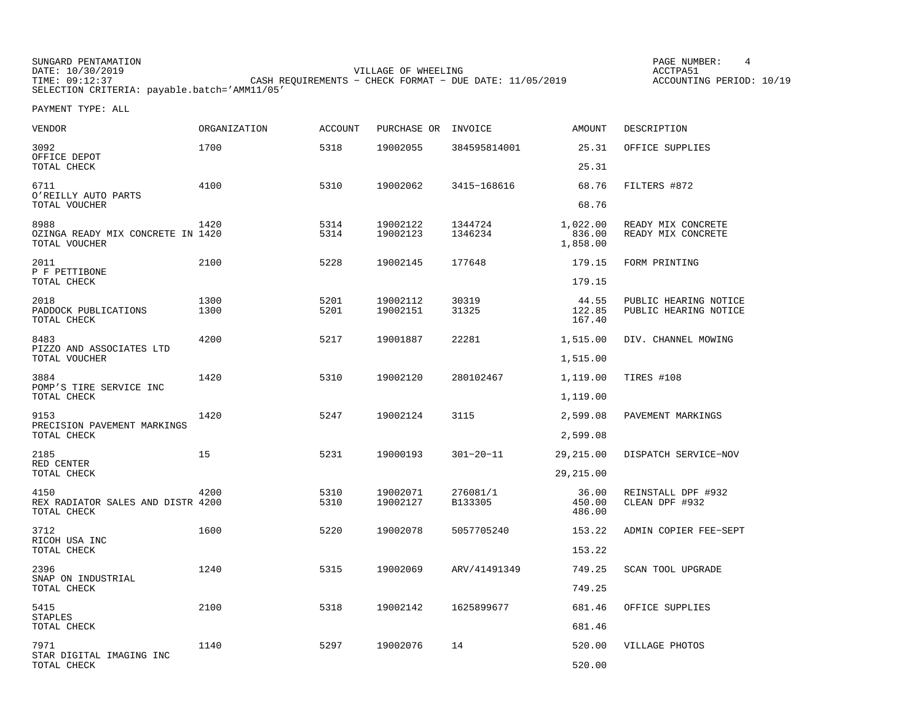SUNGARD PENTAMATION
DATE: 10/30/2019
TIME: 09:12:37

VILLAGE OF WHEELING
CASH REQUIREMENTS - CHECK FORMAT - DUE DATE: 11/05/2019

ACCTPA51
ACCOUNTING PERIOD: 10/19

SELECTION CRITERIA: payable.batch='AMM11/05'

PAYMENT TYPE: ALL

| VENDOR | ORGANIZATION | ACCOUNT | PURCHASE OR | INVOICE | AMOUNT | DESCRIPTION |
|---|---|---|---|---|---|---|
| 3092 | 1700 | 5318 | 19002055 | 384595814001 | 25.31 | OFFICE SUPPLIES |
| OFFICE DEPOT | | | | | | |
| TOTAL CHECK | | | | | 25.31 | |
| 6711 | 4100 | 5310 | 19002062 | 3415-168616 | 68.76 | FILTERS #872 |
| O'REILLY AUTO PARTS | | | | | | |
| TOTAL VOUCHER | | | | | 68.76 | |
| 8988 | 1420 | 5314 | 19002122 | 1344724 | 1,022.00 | READY MIX CONCRETE |
| OZINGA READY MIX CONCRETE IN | 1420 | 5314 | 19002123 | 1346234 | 836.00 | READY MIX CONCRETE |
| TOTAL VOUCHER | | | | | 1,858.00 | |
| 2011 | 2100 | 5228 | 19002145 | 177648 | 179.15 | FORM PRINTING |
| P F PETTIBONE | | | | | | |
| TOTAL CHECK | | | | | 179.15 | |
| 2018 | 1300 | 5201 | 19002112 | 30319 | 44.55 | PUBLIC HEARING NOTICE |
| PADDOCK PUBLICATIONS | 1300 | 5201 | 19002151 | 31325 | 122.85 | PUBLIC HEARING NOTICE |
| TOTAL CHECK | | | | | 167.40 | |
| 8483 | 4200 | 5217 | 19001887 | 22281 | 1,515.00 | DIV. CHANNEL MOWING |
| PIZZO AND ASSOCIATES LTD | | | | | | |
| TOTAL VOUCHER | | | | | 1,515.00 | |
| 3884 | 1420 | 5310 | 19002120 | 280102467 | 1,119.00 | TIRES #108 |
| POMP'S TIRE SERVICE INC | | | | | | |
| TOTAL CHECK | | | | | 1,119.00 | |
| 9153 | 1420 | 5247 | 19002124 | 3115 | 2,599.08 | PAVEMENT MARKINGS |
| PRECISION PAVEMENT MARKINGS | | | | | | |
| TOTAL CHECK | | | | | 2,599.08 | |
| 2185 | 15 | 5231 | 19000193 | 301-20-11 | 29,215.00 | DISPATCH SERVICE-NOV |
| RED CENTER | | | | | | |
| TOTAL CHECK | | | | | 29,215.00 | |
| 4150 | 4200 | 5310 | 19002071 | 276081/1 | 36.00 | REINSTALL DPF #932 |
| REX RADIATOR SALES AND DISTR | 4200 | 5310 | 19002127 | B133305 | 450.00 | CLEAN DPF #932 |
| TOTAL CHECK | | | | | 486.00 | |
| 3712 | 1600 | 5220 | 19002078 | 5057705240 | 153.22 | ADMIN COPIER FEE-SEPT |
| RICOH USA INC | | | | | | |
| TOTAL CHECK | | | | | 153.22 | |
| 2396 | 1240 | 5315 | 19002069 | ARV/41491349 | 749.25 | SCAN TOOL UPGRADE |
| SNAP ON INDUSTRIAL | | | | | | |
| TOTAL CHECK | | | | | 749.25 | |
| 5415 | 2100 | 5318 | 19002142 | 1625899677 | 681.46 | OFFICE SUPPLIES |
| STAPLES | | | | | | |
| TOTAL CHECK | | | | | 681.46 | |
| 7971 | 1140 | 5297 | 19002076 | 14 | 520.00 | VILLAGE PHOTOS |
| STAR DIGITAL IMAGING INC | | | | | | |
| TOTAL CHECK | | | | | 520.00 | |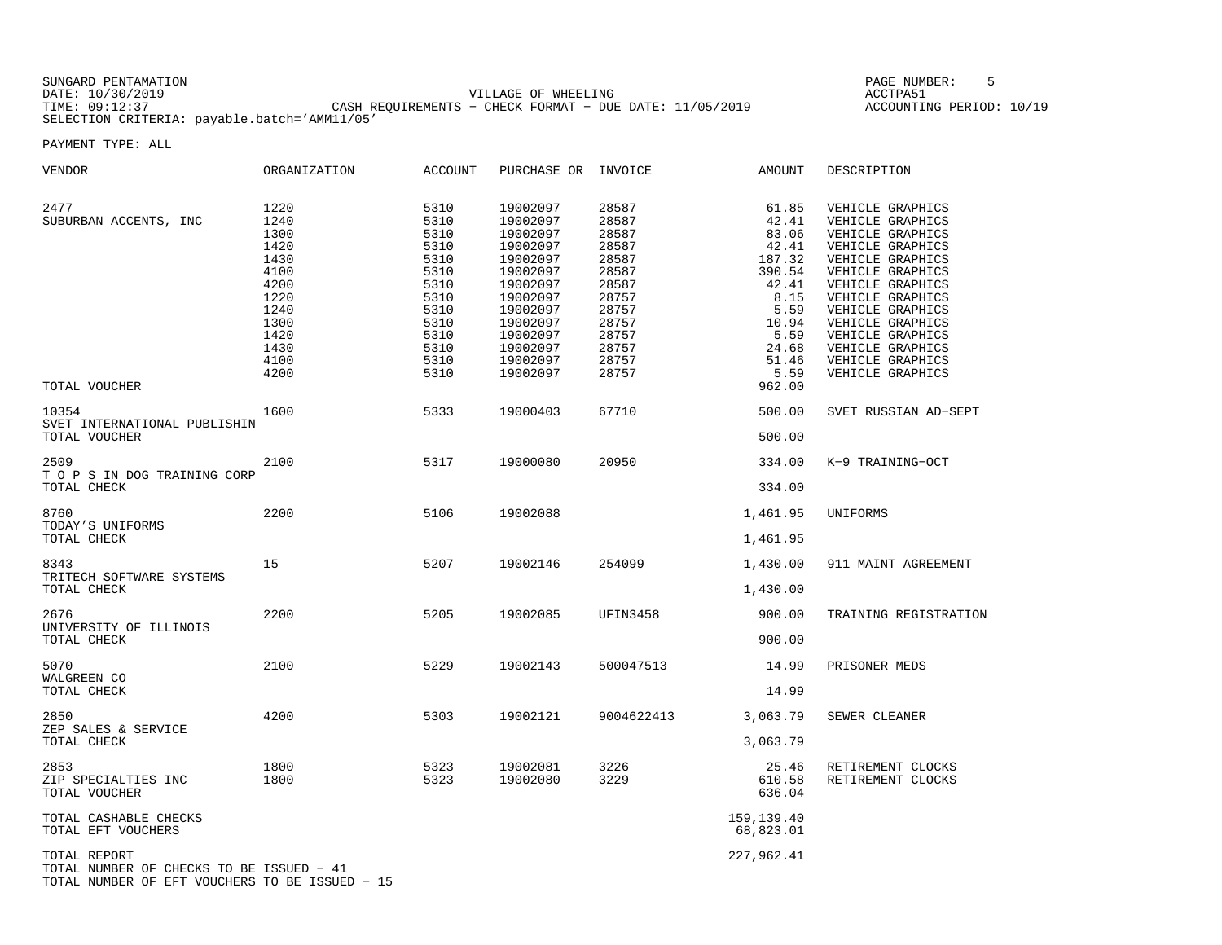SUNGARD PENTAMATION
DATE: 10/30/2019
TIME: 09:12:37
SELECTION CRITERIA: payable.batch='AMM11/05'

VILLAGE OF WHEELING
CASH REQUIREMENTS - CHECK FORMAT - DUE DATE: 11/05/2019

ACCTPA51
ACCOUNTING PERIOD: 10/19

PAYMENT TYPE: ALL

| VENDOR | ORGANIZATION | ACCOUNT | PURCHASE OR | INVOICE | AMOUNT | DESCRIPTION |
|---|---|---|---|---|---|---|
| 2477 | 1220 | 5310 | 19002097 | 28587 | 61.85 | VEHICLE GRAPHICS |
| SUBURBAN ACCENTS, INC | 1240 | 5310 | 19002097 | 28587 | 42.41 | VEHICLE GRAPHICS |
| | 1300 | 5310 | 19002097 | 28587 | 83.06 | VEHICLE GRAPHICS |
| | 1420 | 5310 | 19002097 | 28587 | 42.41 | VEHICLE GRAPHICS |
| | 1430 | 5310 | 19002097 | 28587 | 187.32 | VEHICLE GRAPHICS |
| | 4100 | 5310 | 19002097 | 28587 | 390.54 | VEHICLE GRAPHICS |
| | 4200 | 5310 | 19002097 | 28587 | 42.41 | VEHICLE GRAPHICS |
| | 1220 | 5310 | 19002097 | 28757 | 8.15 | VEHICLE GRAPHICS |
| | 1240 | 5310 | 19002097 | 28757 | 5.59 | VEHICLE GRAPHICS |
| | 1300 | 5310 | 19002097 | 28757 | 10.94 | VEHICLE GRAPHICS |
| | 1420 | 5310 | 19002097 | 28757 | 5.59 | VEHICLE GRAPHICS |
| | 1430 | 5310 | 19002097 | 28757 | 24.68 | VEHICLE GRAPHICS |
| | 4100 | 5310 | 19002097 | 28757 | 51.46 | VEHICLE GRAPHICS |
| | 4200 | 5310 | 19002097 | 28757 | 5.59 | VEHICLE GRAPHICS |
| TOTAL VOUCHER | | | | | 962.00 | |
| 10354 | 1600 | 5333 | 19000403 | 67710 | 500.00 | SVET RUSSIAN AD-SEPT |
| SVET INTERNATIONAL PUBLISHIN | | | | | | |
| TOTAL VOUCHER | | | | | 500.00 | |
| 2509 | 2100 | 5317 | 19000080 | 20950 | 334.00 | K-9 TRAINING-OCT |
| T O P S IN DOG TRAINING CORP | | | | | | |
| TOTAL CHECK | | | | | 334.00 | |
| 8760 | 2200 | 5106 | 19002088 | | 1,461.95 | UNIFORMS |
| TODAY'S UNIFORMS | | | | | | |
| TOTAL CHECK | | | | | 1,461.95 | |
| 8343 | 15 | 5207 | 19002146 | 254099 | 1,430.00 | 911 MAINT AGREEMENT |
| TRITECH SOFTWARE SYSTEMS | | | | | | |
| TOTAL CHECK | | | | | 1,430.00 | |
| 2676 | 2200 | 5205 | 19002085 | UFIN3458 | 900.00 | TRAINING REGISTRATION |
| UNIVERSITY OF ILLINOIS | | | | | | |
| TOTAL CHECK | | | | | 900.00 | |
| 5070 | 2100 | 5229 | 19002143 | 500047513 | 14.99 | PRISONER MEDS |
| WALGREEN CO | | | | | | |
| TOTAL CHECK | | | | | 14.99 | |
| 2850 | 4200 | 5303 | 19002121 | 9004622413 | 3,063.79 | SEWER CLEANER |
| ZEP SALES & SERVICE | | | | | | |
| TOTAL CHECK | | | | | 3,063.79 | |
| 2853 | 1800 | 5323 | 19002081 | 3226 | 25.46 | RETIREMENT CLOCKS |
| ZIP SPECIALTIES INC | 1800 | 5323 | 19002080 | 3229 | 610.58 | RETIREMENT CLOCKS |
| TOTAL VOUCHER | | | | | 636.04 | |
| TOTAL CASHABLE CHECKS | | | | | 159,139.40 | |
| TOTAL EFT VOUCHERS | | | | | 68,823.01 | |
| TOTAL REPORT | | | | | 227,962.41 | |

TOTAL NUMBER OF CHECKS TO BE ISSUED - 41
TOTAL NUMBER OF EFT VOUCHERS TO BE ISSUED - 15